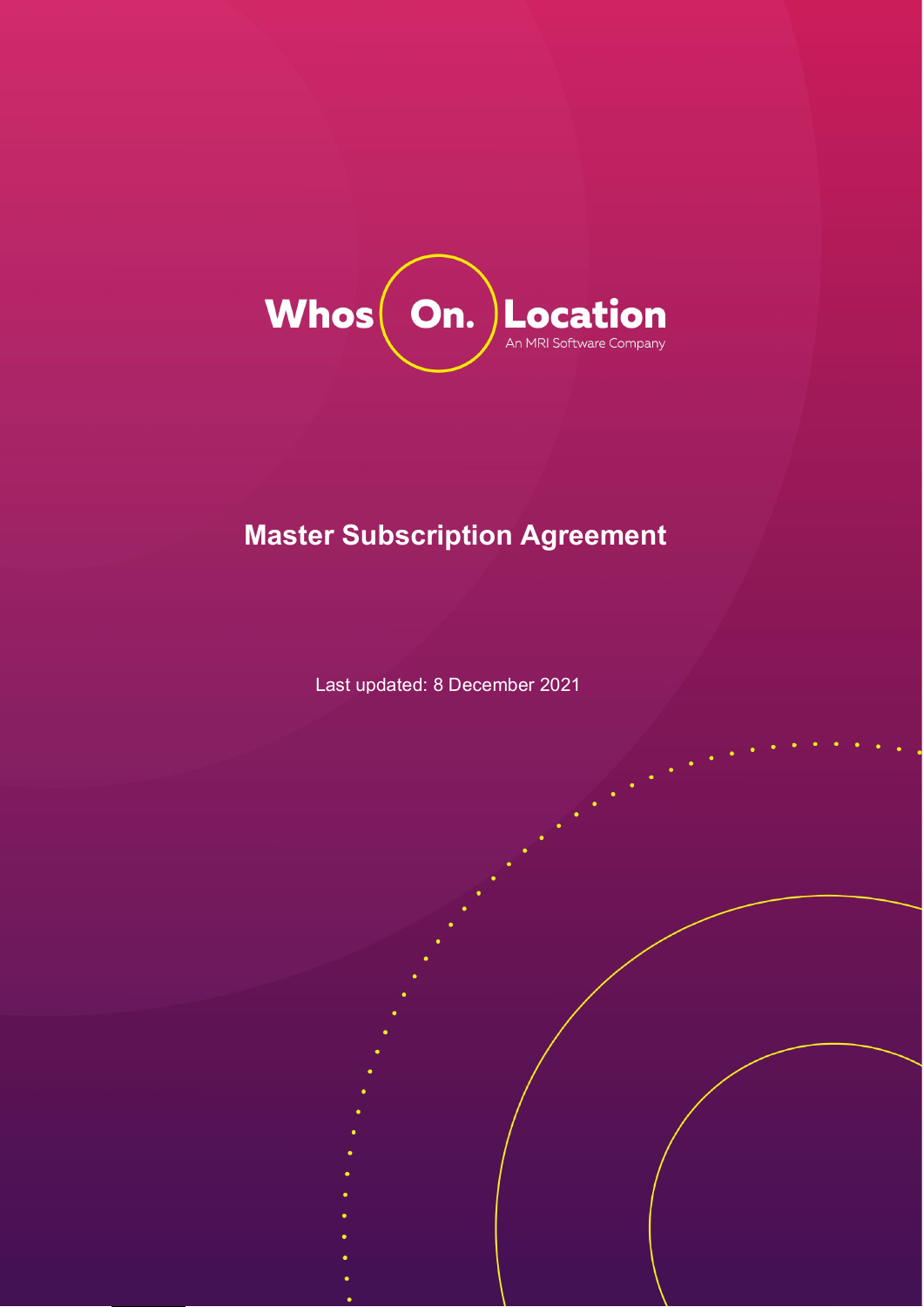Whos On. Location

An MRI Software Company

# Master Subscription Agreement

Last updated: 8 December 2021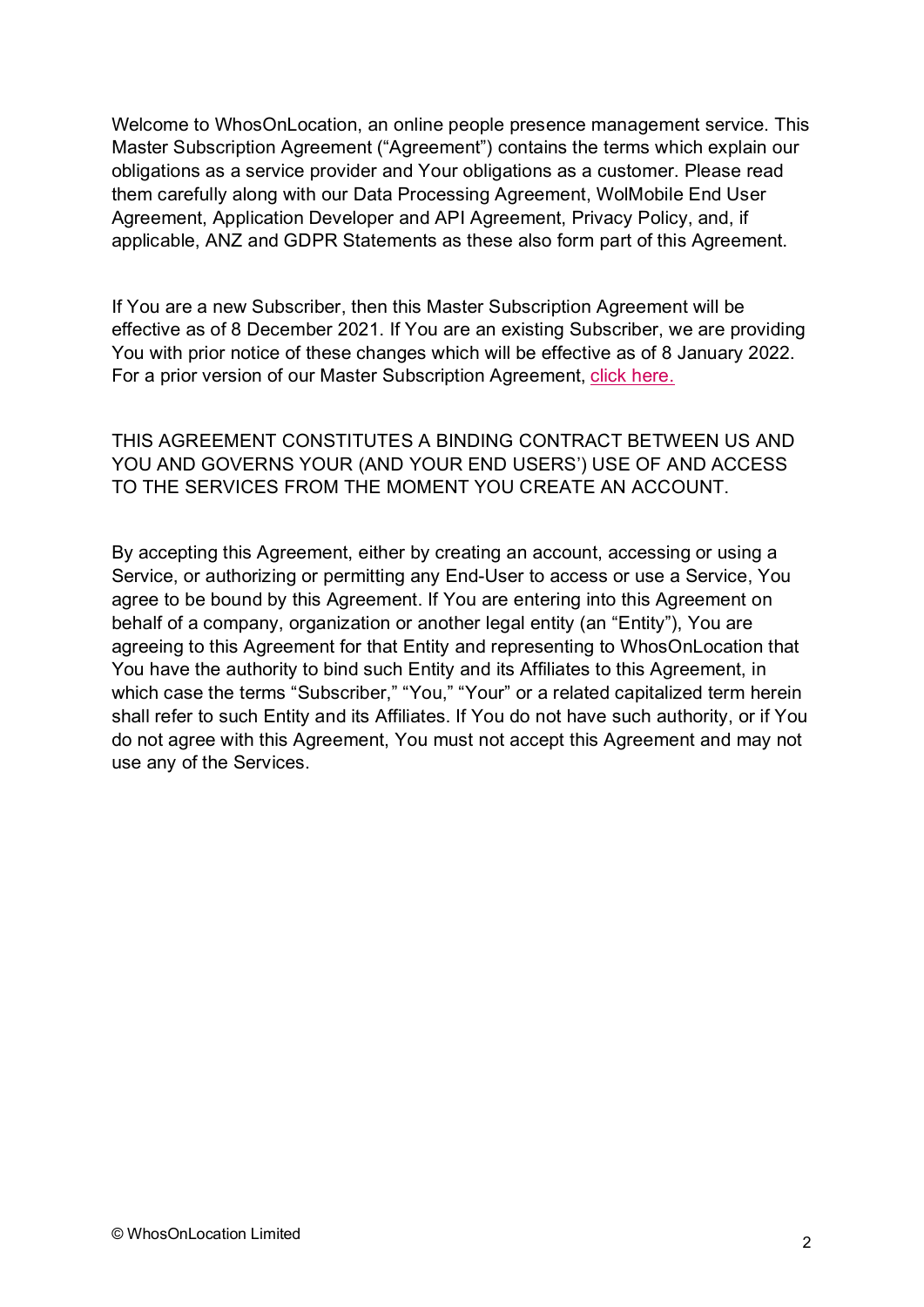Welcome to WhosOnLocation, an online people presence management service. This Master Subscription Agreement ("Agreement") contains the terms which explain our obligations as a service provider and Your obligations as a customer. Please read them carefully along with our Data Processing Agreement, WolMobile End User Agreement, Application Developer and API Agreement, Privacy Policy, and, if applicable, ANZ and GDPR Statements as these also form part of this Agreement.

If You are a new Subscriber, then this Master Subscription Agreement will be effective as of 8 December 2021. If You are an existing Subscriber, we are providing You with prior notice of these changes which will be effective as of 8 January 2022. For a prior version of our Master Subscription Agreement, click here.

THIS AGREEMENT CONSTITUTES A BINDING CONTRACT BETWEEN US AND YOU AND GOVERNS YOUR (AND YOUR END USERS') USE OF AND ACCESS TO THE SERVICES FROM THE MOMENT YOU CREATE AN ACCOUNT.

By accepting this Agreement, either by creating an account, accessing or using a Service, or authorizing or permitting any End-User to access or use a Service, You agree to be bound by this Agreement. If You are entering into this Agreement on behalf of a company, organization or another legal entity (an "Entity"), You are agreeing to this Agreement for that Entity and representing to WhosOnLocation that You have the authority to bind such Entity and its Affiliates to this Agreement, in which case the terms "Subscriber," "You," "Your" or a related capitalized term herein shall refer to such Entity and its Affiliates. If You do not have such authority, or if You do not agree with this Agreement, You must not accept this Agreement and may not use any of the Services.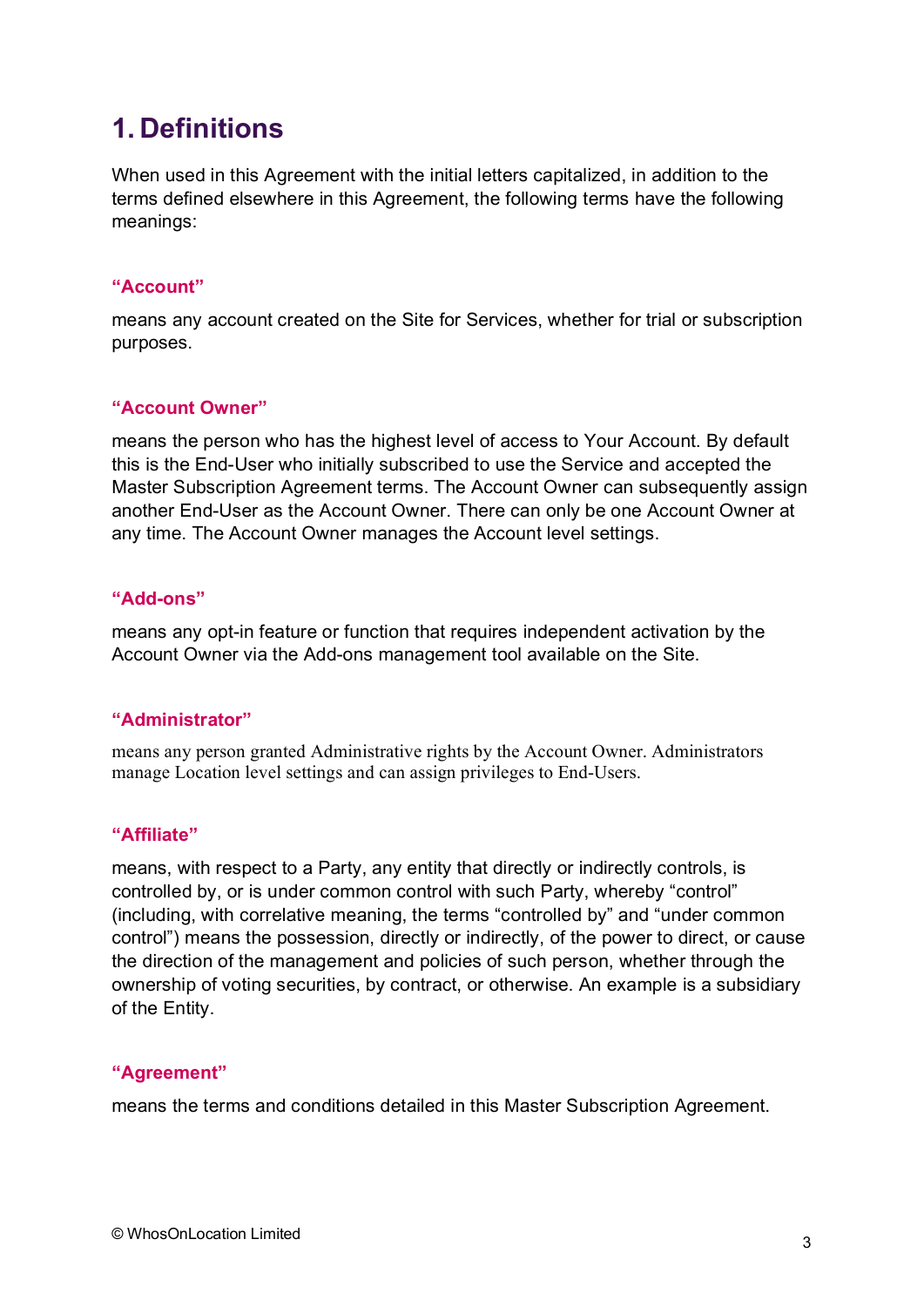# 1. Definitions

When used in this Agreement with the initial letters capitalized, in addition to the terms defined elsewhere in this Agreement, the following terms have the following meanings:

#### **"Account"**

means any account created on the Site for Services, whether for trial or subscription purposes.

#### **"Account Owner"**

means the person who has the highest level of access to Your Account. By default this is the End-User who initially subscribed to use the Service and accepted the Master Subscription Agreement terms. The Account Owner can subsequently assign another End-User as the Account Owner. There can only be one Account Owner at any time. The Account Owner manages the Account level settings.

#### **"Add-ons"**

means any opt-in feature or function that requires independent activation by the Account Owner via the Add-ons management tool available on the Site.

#### **"Administrator"**

means any person granted Administrative rights by the Account Owner. Administrators manage Location level settings and can assign privileges to End-Users.

#### **"Affiliate"**

means, with respect to a Party, any entity that directly or indirectly controls, is controlled by, or is under common control with such Party, whereby "control" (including, with correlative meaning, the terms "controlled by" and "under common control") means the possession, directly or indirectly, of the power to direct, or cause the direction of the management and policies of such person, whether through the ownership of voting securities, by contract, or otherwise. An example is a subsidiary of the Entity.

#### **"Agreement"**

means the terms and conditions detailed in this Master Subscription Agreement.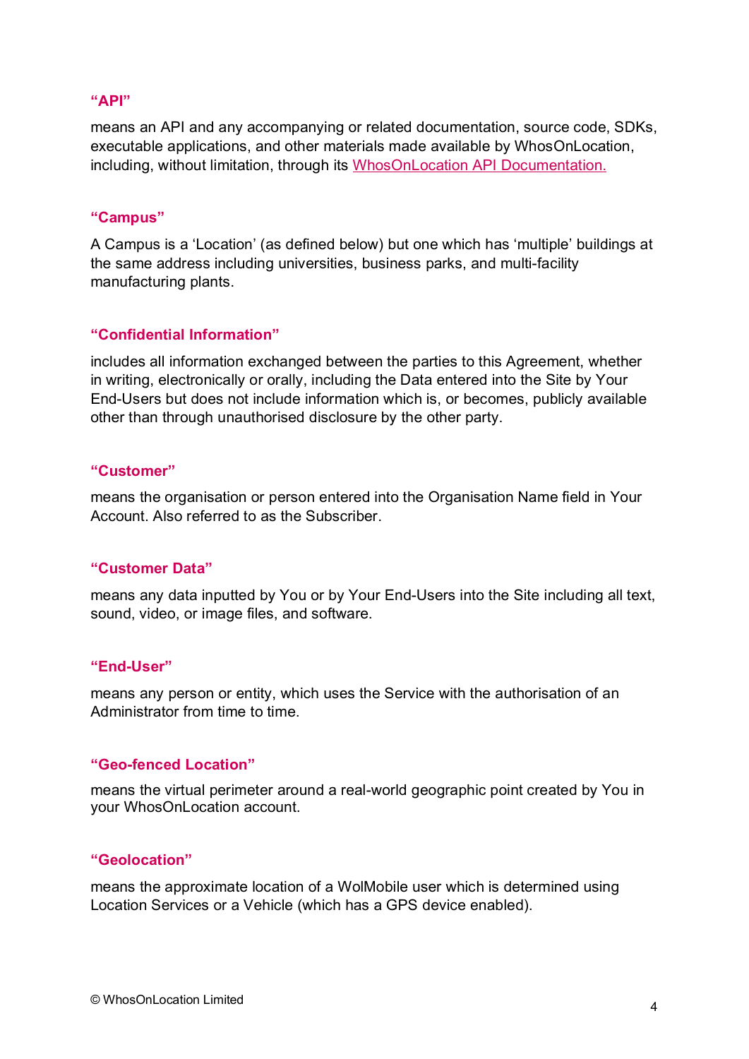**“API”**

means an API and any accompanying or related documentation, source code, SDKs, executable applications, and other materials made available by WhosOnLocation, including, without limitation, through its [WhosOnLocation API Documentation.]()

**“Campus”**

A Campus is a ‘Location’ (as defined below) but one which has ‘multiple’ buildings at the same address including universities, business parks, and multi-facility manufacturing plants.

**“Confidential Information”**

includes all information exchanged between the parties to this Agreement, whether in writing, electronically or orally, including the Data entered into the Site by Your End-Users but does not include information which is, or becomes, publicly available other than through unauthorised disclosure by the other party.

**“Customer”**

means the organisation or person entered into the Organisation Name field in Your Account. Also referred to as the Subscriber.

**“Customer Data”**

means any data inputted by You or by Your End-Users into the Site including all text, sound, video, or image files, and software.

**“End-User”**

means any person or entity, which uses the Service with the authorisation of an Administrator from time to time.

**“Geo-fenced Location”**

means the virtual perimeter around a real-world geographic point created by You in your WhosOnLocation account.

**“Geolocation”**

means the approximate location of a WolMobile user which is determined using Location Services or a Vehicle (which has a GPS device enabled).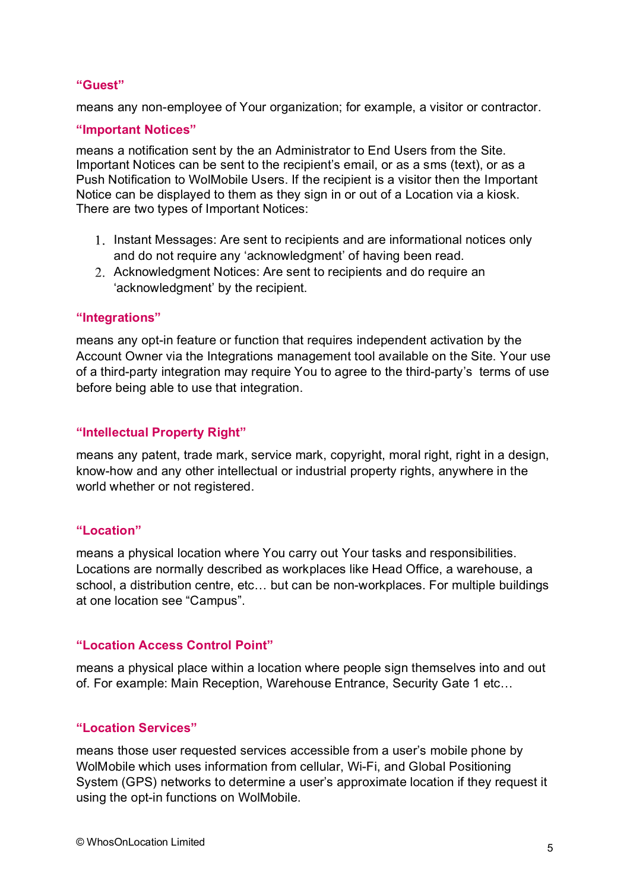**“Guest”**

means any non-employee of Your organization; for example, a visitor or contractor.

**“Important Notices”**

means a notification sent by the an Administrator to End Users from the Site. Important Notices can be sent to the recipient’s email, or as a sms (text), or as a Push Notification to WolMobile Users. If the recipient is a visitor then the Important Notice can be displayed to them as they sign in or out of a Location via a kiosk. There are two types of Important Notices:

1. Instant Messages: Are sent to recipients and are informational notices only and do not require any ‘acknowledgment’ of having been read.
2. Acknowledgment Notices: Are sent to recipients and do require an ‘acknowledgment’ by the recipient.

**“Integrations”**

means any opt-in feature or function that requires independent activation by the Account Owner via the Integrations management tool available on the Site. Your use of a third-party integration may require You to agree to the third-party’s terms of use before being able to use that integration.

**“Intellectual Property Right”**

means any patent, trade mark, service mark, copyright, moral right, right in a design, know-how and any other intellectual or industrial property rights, anywhere in the world whether or not registered.

**“Location”**

means a physical location where You carry out Your tasks and responsibilities. Locations are normally described as workplaces like Head Office, a warehouse, a school, a distribution centre, etc… but can be non-workplaces. For multiple buildings at one location see “Campus”.

**“Location Access Control Point”**

means a physical place within a location where people sign themselves into and out of. For example: Main Reception, Warehouse Entrance, Security Gate 1 etc…

**“Location Services”**

means those user requested services accessible from a user’s mobile phone by WolMobile which uses information from cellular, Wi-Fi, and Global Positioning System (GPS) networks to determine a user’s approximate location if they request it using the opt-in functions on WolMobile.

© WhosOnLocation Limited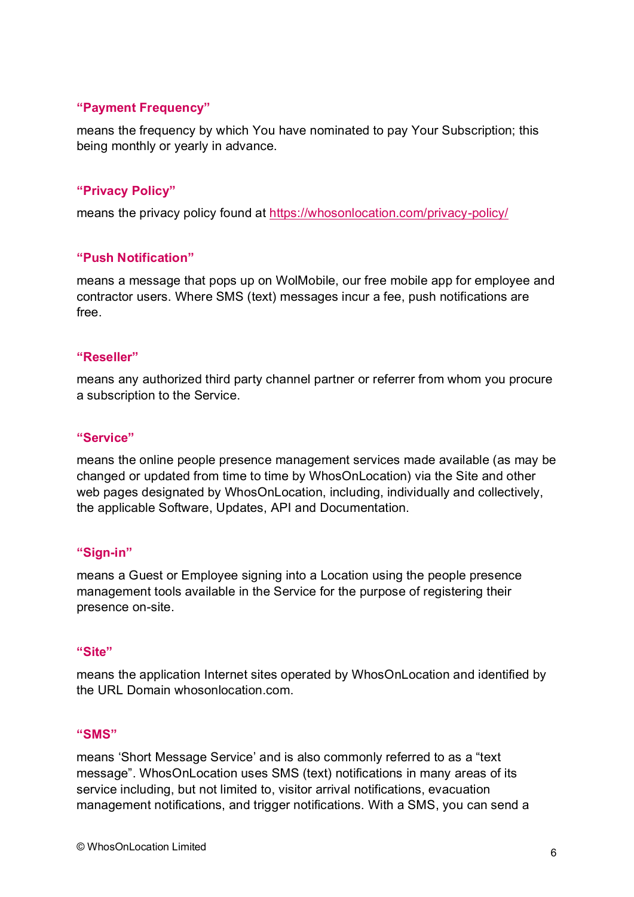**“Payment Frequency”**

means the frequency by which You have nominated to pay Your Subscription; this being monthly or yearly in advance.

**“Privacy Policy”**

means the privacy policy found at https://whosonlocation.com/privacy-policy/

**“Push Notification”**

means a message that pops up on WolMobile, our free mobile app for employee and contractor users. Where SMS (text) messages incur a fee, push notifications are free.

**“Reseller”**

means any authorized third party channel partner or referrer from whom you procure a subscription to the Service.

**“Service”**

means the online people presence management services made available (as may be changed or updated from time to time by WhosOnLocation) via the Site and other web pages designated by WhosOnLocation, including, individually and collectively, the applicable Software, Updates, API and Documentation.

**“Sign-in”**

means a Guest or Employee signing into a Location using the people presence management tools available in the Service for the purpose of registering their presence on-site.

**“Site”**

means the application Internet sites operated by WhosOnLocation and identified by the URL Domain whosonlocation.com.

**“SMS”**

means ‘Short Message Service’ and is also commonly referred to as a “text message”. WhosOnLocation uses SMS (text) notifications in many areas of its service including, but not limited to, visitor arrival notifications, evacuation management notifications, and trigger notifications. With a SMS, you can send a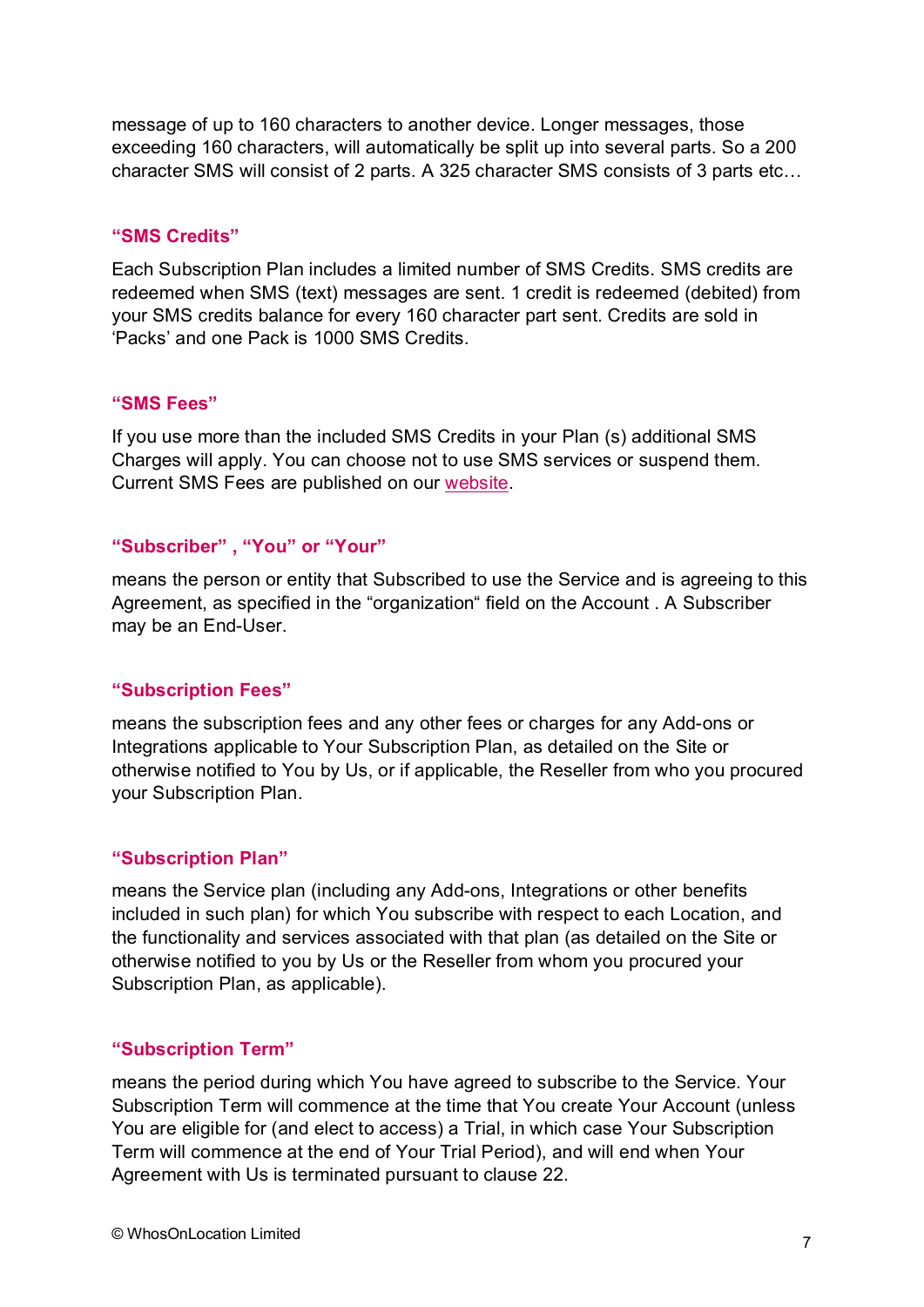message of up to 160 characters to another device. Longer messages, those exceeding 160 characters, will automatically be split up into several parts. So a 200 character SMS will consist of 2 parts. A 325 character SMS consists of 3 parts etc…

### “SMS Credits”

Each Subscription Plan includes a limited number of SMS Credits. SMS credits are redeemed when SMS (text) messages are sent. 1 credit is redeemed (debited) from your SMS credits balance for every 160 character part sent. Credits are sold in ‘Packs’ and one Pack is 1000 SMS Credits.

### “SMS Fees”

If you use more than the included SMS Credits in your Plan (s) additional SMS Charges will apply. You can choose not to use SMS services or suspend them. Current SMS Fees are published on our website.

### “Subscriber” , “You” or “Your”

means the person or entity that Subscribed to use the Service and is agreeing to this Agreement, as specified in the “organization“ field on the Account . A Subscriber may be an End-User.

### “Subscription Fees”

means the subscription fees and any other fees or charges for any Add-ons or Integrations applicable to Your Subscription Plan, as detailed on the Site or otherwise notified to You by Us, or if applicable, the Reseller from who you procured your Subscription Plan.

### “Subscription Plan”

means the Service plan (including any Add-ons, Integrations or other benefits included in such plan) for which You subscribe with respect to each Location, and the functionality and services associated with that plan (as detailed on the Site or otherwise notified to you by Us or the Reseller from whom you procured your Subscription Plan, as applicable).

### “Subscription Term”

means the period during which You have agreed to subscribe to the Service. Your Subscription Term will commence at the time that You create Your Account (unless You are eligible for (and elect to access) a Trial, in which case Your Subscription Term will commence at the end of Your Trial Period), and will end when Your Agreement with Us is terminated pursuant to clause 22.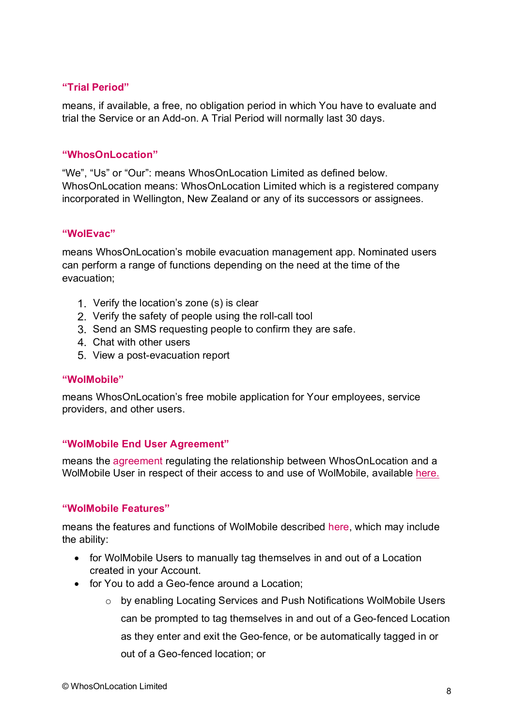**“Trial Period”**

means, if available, a free, no obligation period in which You have to evaluate and trial the Service or an Add-on. A Trial Period will normally last 30 days.

**“WhosOnLocation”**

“We”, “Us” or “Our”: means WhosOnLocation Limited as defined below. WhosOnLocation means: WhosOnLocation Limited which is a registered company incorporated in Wellington, New Zealand or any of its successors or assignees.

**“WolEvac”**

means WhosOnLocation’s mobile evacuation management app. Nominated users can perform a range of functions depending on the need at the time of the evacuation;

1. Verify the location’s zone (s) is clear
2. Verify the safety of people using the roll-call tool
3. Send an SMS requesting people to confirm they are safe.
4. Chat with other users
5. View a post-evacuation report

**“WolMobile”**

means WhosOnLocation’s free mobile application for Your employees, service providers, and other users.

**“WolMobile End User Agreement”**

means the agreement regulating the relationship between WhosOnLocation and a WolMobile User in respect of their access to and use of WolMobile, available here.

**“WolMobile Features”**

means the features and functions of WolMobile described here, which may include the ability:

- for WolMobile Users to manually tag themselves in and out of a Location created in your Account.
- for You to add a Geo-fence around a Location;
    - by enabling Locating Services and Push Notifications WolMobile Users can be prompted to tag themselves in and out of a Geo-fenced Location as they enter and exit the Geo-fence, or be automatically tagged in or out of a Geo-fenced location; or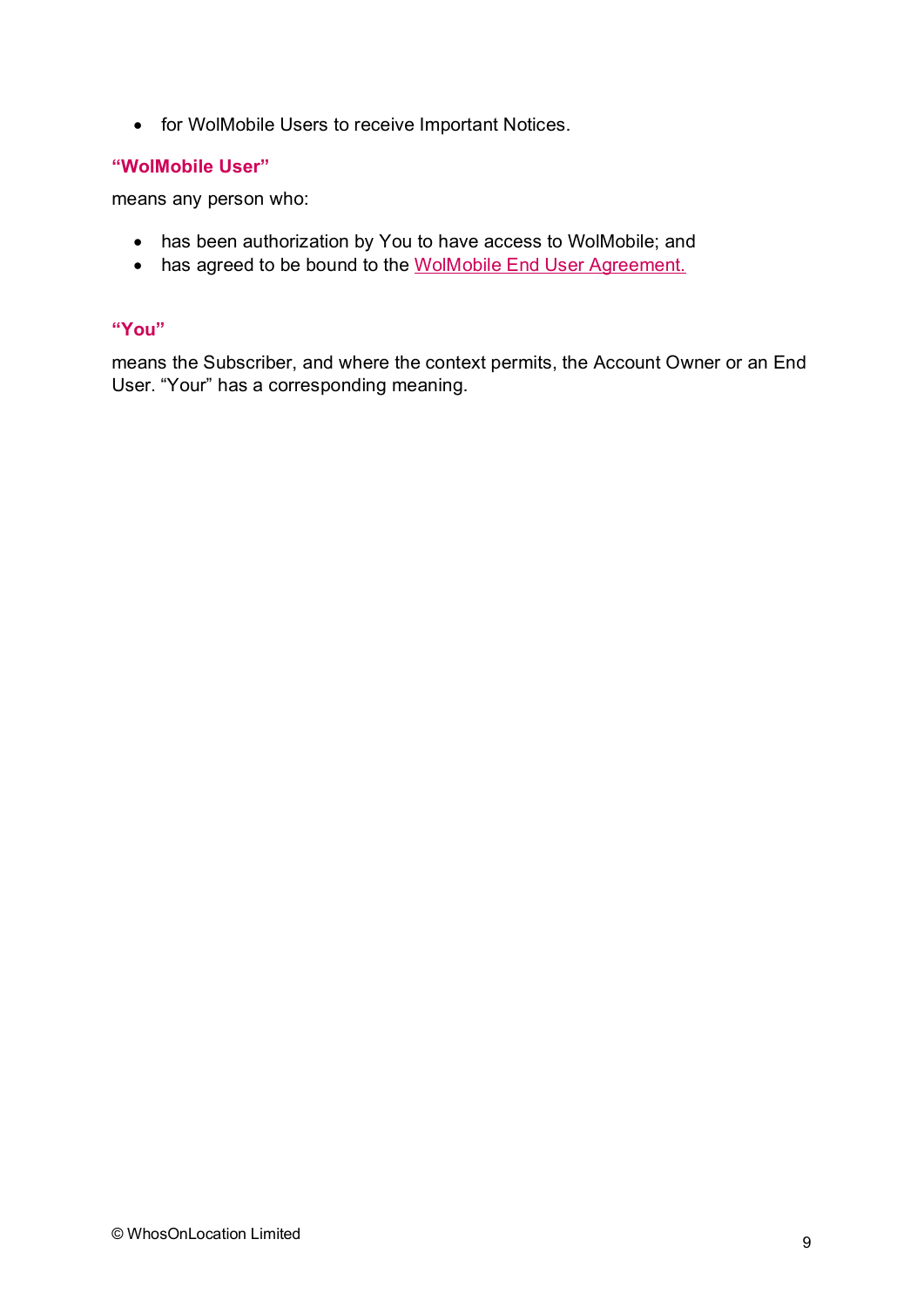- for WolMobile Users to receive Important Notices.

**"WolMobile User"**

means any person who:

- has been authorization by You to have access to WolMobile; and
- has agreed to be bound to the WolMobile End User Agreement.

**"You"**

means the Subscriber, and where the context permits, the Account Owner or an End User. "Your" has a corresponding meaning.

© WhosOnLocation Limited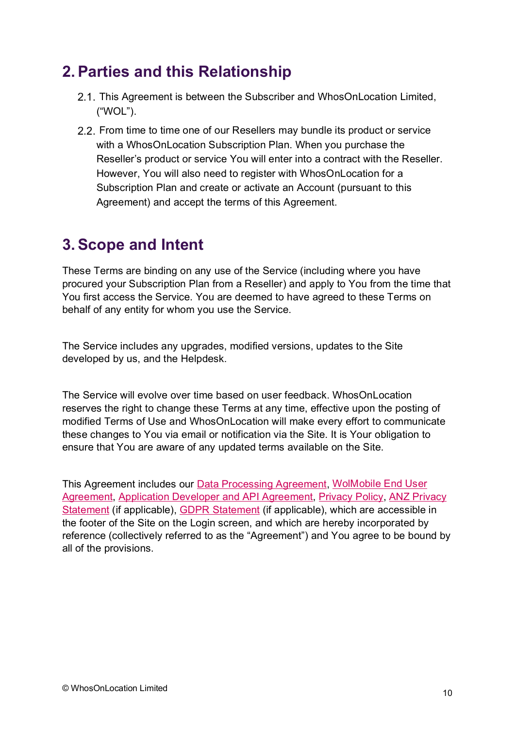## 2. Parties and this Relationship

2.1. This Agreement is between the Subscriber and WhosOnLocation Limited, (“WOL”).

2.2. From time to time one of our Resellers may bundle its product or service with a WhosOnLocation Subscription Plan. When you purchase the Reseller’s product or service You will enter into a contract with the Reseller. However, You will also need to register with WhosOnLocation for a Subscription Plan and create or activate an Account (pursuant to this Agreement) and accept the terms of this Agreement.

## 3. Scope and Intent

These Terms are binding on any use of the Service (including where you have procured your Subscription Plan from a Reseller) and apply to You from the time that You first access the Service. You are deemed to have agreed to these Terms on behalf of any entity for whom you use the Service.

The Service includes any upgrades, modified versions, updates to the Site developed by us, and the Helpdesk.

The Service will evolve over time based on user feedback. WhosOnLocation reserves the right to change these Terms at any time, effective upon the posting of modified Terms of Use and WhosOnLocation will make every effort to communicate these changes to You via email or notification via the Site. It is Your obligation to ensure that You are aware of any updated terms available on the Site.

This Agreement includes our Data Processing Agreement, WolMobile End User Agreement, Application Developer and API Agreement, Privacy Policy, ANZ Privacy Statement (if applicable), GDPR Statement (if applicable), which are accessible in the footer of the Site on the Login screen, and which are hereby incorporated by reference (collectively referred to as the “Agreement”) and You agree to be bound by all of the provisions.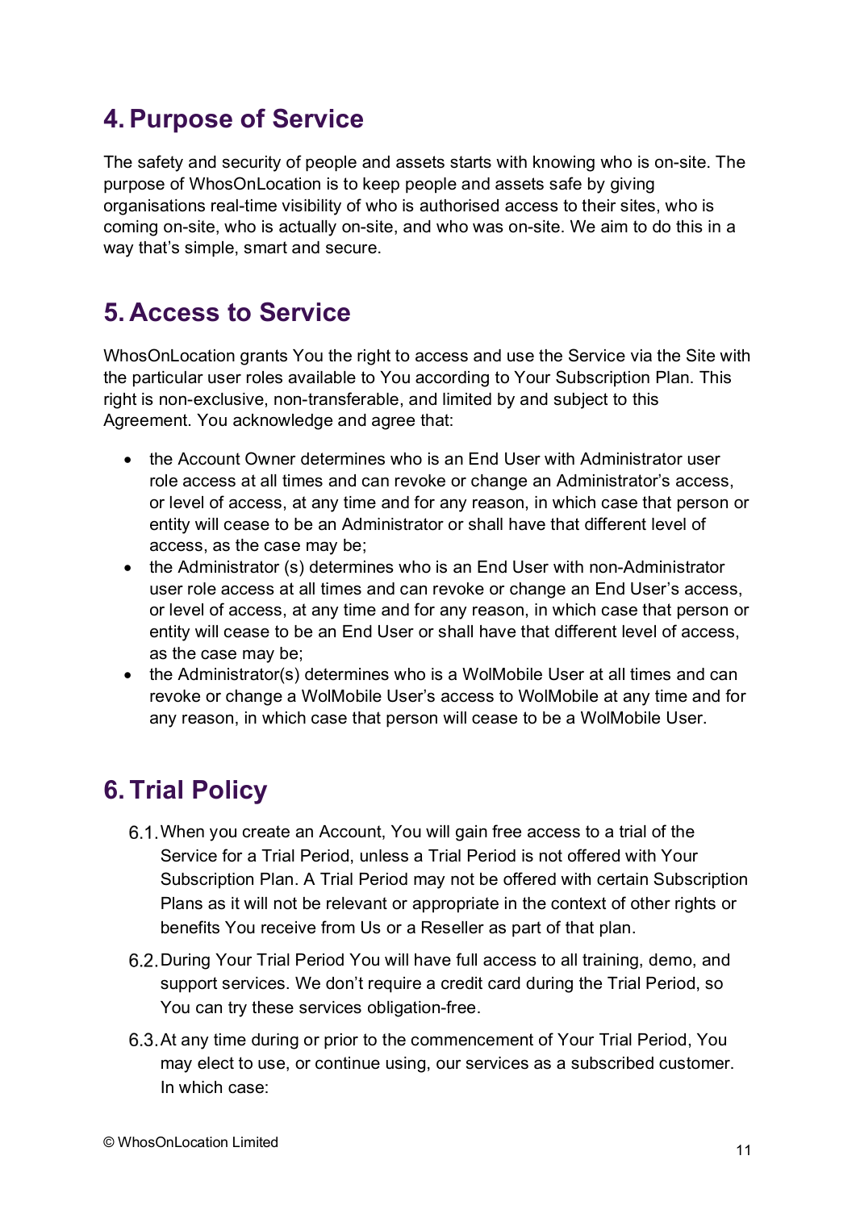## 4. Purpose of Service

The safety and security of people and assets starts with knowing who is on-site. The purpose of WhosOnLocation is to keep people and assets safe by giving organisations real-time visibility of who is authorised access to their sites, who is coming on-site, who is actually on-site, and who was on-site. We aim to do this in a way that's simple, smart and secure.

## 5. Access to Service

WhosOnLocation grants You the right to access and use the Service via the Site with the particular user roles available to You according to Your Subscription Plan. This right is non-exclusive, non-transferable, and limited by and subject to this Agreement. You acknowledge and agree that:

- the Account Owner determines who is an End User with Administrator user role access at all times and can revoke or change an Administrator's access, or level of access, at any time and for any reason, in which case that person or entity will cease to be an Administrator or shall have that different level of access, as the case may be;
- the Administrator (s) determines who is an End User with non-Administrator user role access at all times and can revoke or change an End User's access, or level of access, at any time and for any reason, in which case that person or entity will cease to be an End User or shall have that different level of access, as the case may be;
- the Administrator(s) determines who is a WolMobile User at all times and can revoke or change a WolMobile User's access to WolMobile at any time and for any reason, in which case that person will cease to be a WolMobile User.

## 6. Trial Policy

6.1. When you create an Account, You will gain free access to a trial of the Service for a Trial Period, unless a Trial Period is not offered with Your Subscription Plan. A Trial Period may not be offered with certain Subscription Plans as it will not be relevant or appropriate in the context of other rights or benefits You receive from Us or a Reseller as part of that plan.

6.2. During Your Trial Period You will have full access to all training, demo, and support services. We don't require a credit card during the Trial Period, so You can try these services obligation-free.

6.3. At any time during or prior to the commencement of Your Trial Period, You may elect to use, or continue using, our services as a subscribed customer. In which case: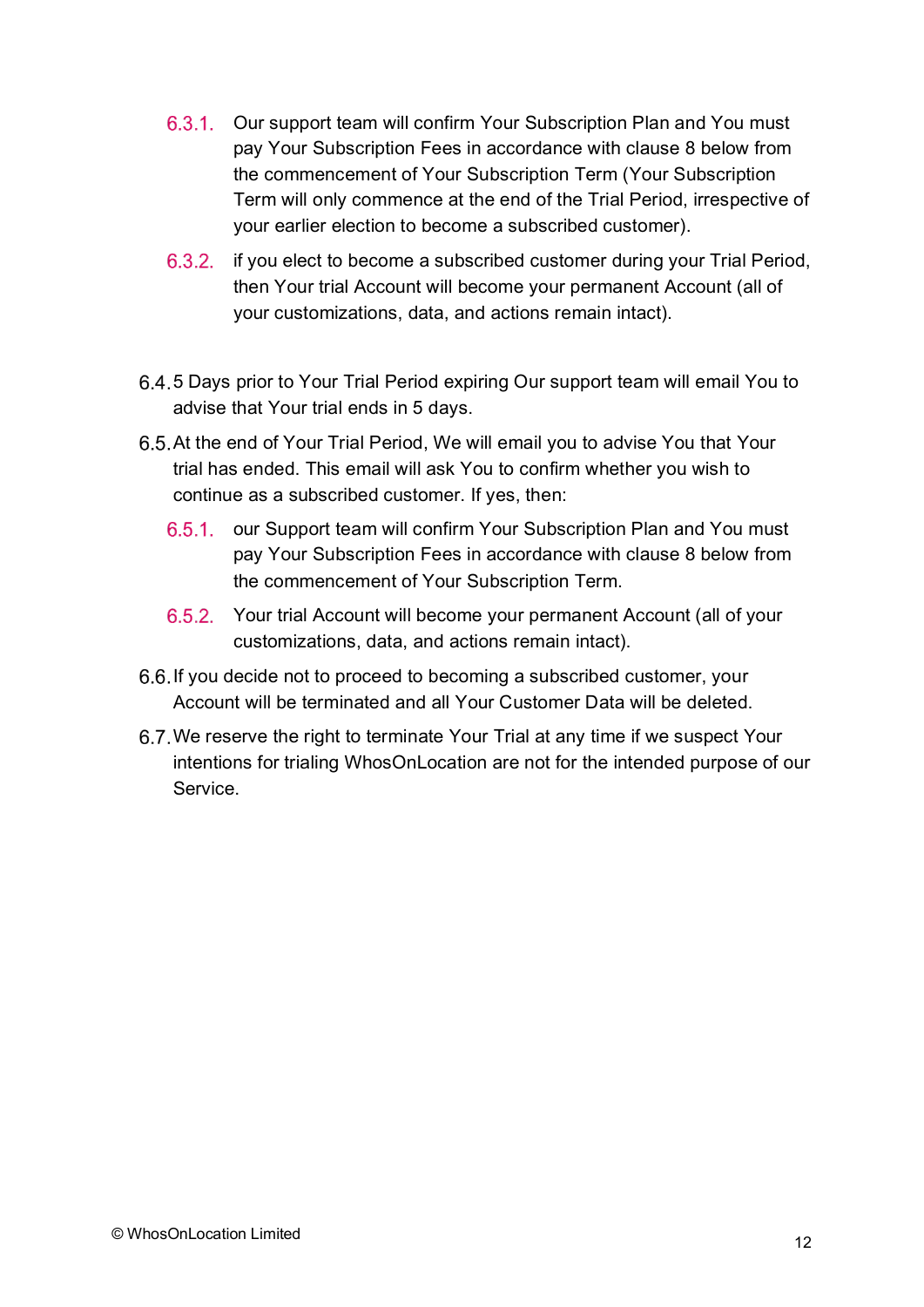6.3.1. Our support team will confirm Your Subscription Plan and You must pay Your Subscription Fees in accordance with clause 8 below from the commencement of Your Subscription Term (Your Subscription Term will only commence at the end of the Trial Period, irrespective of your earlier election to become a subscribed customer).

6.3.2. if you elect to become a subscribed customer during your Trial Period, then Your trial Account will become your permanent Account (all of your customizations, data, and actions remain intact).

6.4. 5 Days prior to Your Trial Period expiring Our support team will email You to advise that Your trial ends in 5 days.

6.5. At the end of Your Trial Period, We will email you to advise You that Your trial has ended. This email will ask You to confirm whether you wish to continue as a subscribed customer. If yes, then:

6.5.1. our Support team will confirm Your Subscription Plan and You must pay Your Subscription Fees in accordance with clause 8 below from the commencement of Your Subscription Term.

6.5.2. Your trial Account will become your permanent Account (all of your customizations, data, and actions remain intact).

6.6. If you decide not to proceed to becoming a subscribed customer, your Account will be terminated and all Your Customer Data will be deleted.

6.7. We reserve the right to terminate Your Trial at any time if we suspect Your intentions for trialing WhosOnLocation are not for the intended purpose of our Service.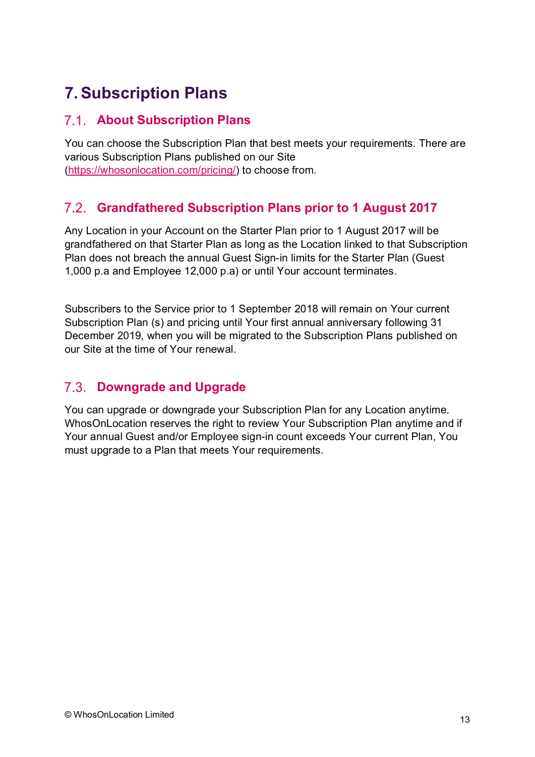# 7. Subscription Plans

## 7.1. About Subscription Plans

You can choose the Subscription Plan that best meets your requirements. There are various Subscription Plans published on our Site (https://whosonlocation.com/pricing/) to choose from.

## 7.2. Grandfathered Subscription Plans prior to 1 August 2017

Any Location in your Account on the Starter Plan prior to 1 August 2017 will be grandfathered on that Starter Plan as long as the Location linked to that Subscription Plan does not breach the annual Guest Sign-in limits for the Starter Plan (Guest 1,000 p.a and Employee 12,000 p.a) or until Your account terminates.

Subscribers to the Service prior to 1 September 2018 will remain on Your current Subscription Plan (s) and pricing until Your first annual anniversary following 31 December 2019, when you will be migrated to the Subscription Plans published on our Site at the time of Your renewal.

## 7.3. Downgrade and Upgrade

You can upgrade or downgrade your Subscription Plan for any Location anytime. WhosOnLocation reserves the right to review Your Subscription Plan anytime and if Your annual Guest and/or Employee sign-in count exceeds Your current Plan, You must upgrade to a Plan that meets Your requirements.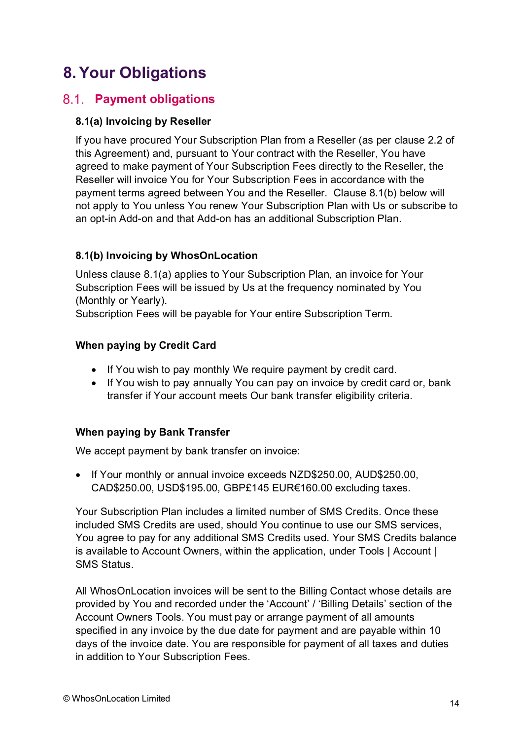# 8. Your Obligations

## 8.1. Payment obligations

**8.1(a) Invoicing by Reseller**

If you have procured Your Subscription Plan from a Reseller (as per clause 2.2 of this Agreement) and, pursuant to Your contract with the Reseller, You have agreed to make payment of Your Subscription Fees directly to the Reseller, the Reseller will invoice You for Your Subscription Fees in accordance with the payment terms agreed between You and the Reseller. Clause 8.1(b) below will not apply to You unless You renew Your Subscription Plan with Us or subscribe to an opt-in Add-on and that Add-on has an additional Subscription Plan.

**8.1(b) Invoicing by WhosOnLocation**

Unless clause 8.1(a) applies to Your Subscription Plan, an invoice for Your Subscription Fees will be issued by Us at the frequency nominated by You (Monthly or Yearly).
Subscription Fees will be payable for Your entire Subscription Term.

**When paying by Credit Card**

- If You wish to pay monthly We require payment by credit card.
- If You wish to pay annually You can pay on invoice by credit card or, bank transfer if Your account meets Our bank transfer eligibility criteria.

**When paying by Bank Transfer**

We accept payment by bank transfer on invoice:

- If Your monthly or annual invoice exceeds NZD$250.00, AUD$250.00, CAD$250.00, USD$195.00, GBP£145 EUR€160.00 excluding taxes.

Your Subscription Plan includes a limited number of SMS Credits. Once these included SMS Credits are used, should You continue to use our SMS services, You agree to pay for any additional SMS Credits used. Your SMS Credits balance is available to Account Owners, within the application, under Tools | Account | SMS Status.

All WhosOnLocation invoices will be sent to the Billing Contact whose details are provided by You and recorded under the 'Account' / 'Billing Details' section of the Account Owners Tools. You must pay or arrange payment of all amounts specified in any invoice by the due date for payment and are payable within 10 days of the invoice date. You are responsible for payment of all taxes and duties in addition to Your Subscription Fees.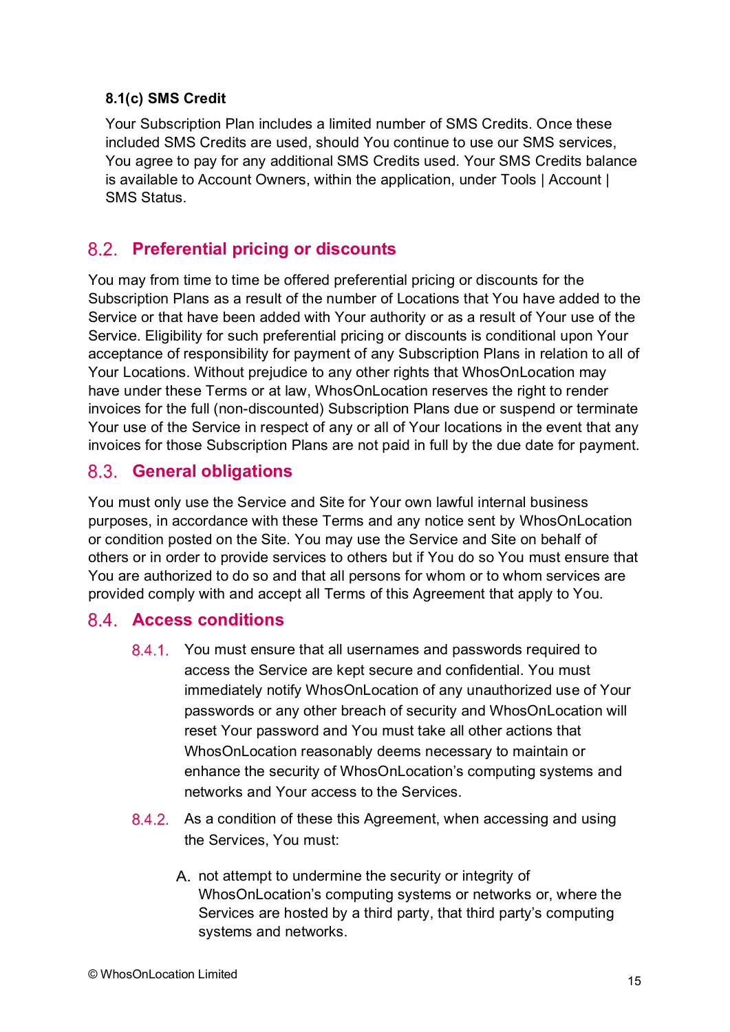**8.1(c) SMS Credit**

Your Subscription Plan includes a limited number of SMS Credits. Once these included SMS Credits are used, should You continue to use our SMS services, You agree to pay for any additional SMS Credits used. Your SMS Credits balance is available to Account Owners, within the application, under Tools | Account | SMS Status.

## 8.2. Preferential pricing or discounts

You may from time to time be offered preferential pricing or discounts for the Subscription Plans as a result of the number of Locations that You have added to the Service or that have been added with Your authority or as a result of Your use of the Service. Eligibility for such preferential pricing or discounts is conditional upon Your acceptance of responsibility for payment of any Subscription Plans in relation to all of Your Locations. Without prejudice to any other rights that WhosOnLocation may have under these Terms or at law, WhosOnLocation reserves the right to render invoices for the full (non-discounted) Subscription Plans due or suspend or terminate Your use of the Service in respect of any or all of Your locations in the event that any invoices for those Subscription Plans are not paid in full by the due date for payment.

## 8.3. General obligations

You must only use the Service and Site for Your own lawful internal business purposes, in accordance with these Terms and any notice sent by WhosOnLocation or condition posted on the Site. You may use the Service and Site on behalf of others or in order to provide services to others but if You do so You must ensure that You are authorized to do so and that all persons for whom or to whom services are provided comply with and accept all Terms of this Agreement that apply to You.

## 8.4. Access conditions

8.4.1. You must ensure that all usernames and passwords required to access the Service are kept secure and confidential. You must immediately notify WhosOnLocation of any unauthorized use of Your passwords or any other breach of security and WhosOnLocation will reset Your password and You must take all other actions that WhosOnLocation reasonably deems necessary to maintain or enhance the security of WhosOnLocation's computing systems and networks and Your access to the Services.

8.4.2. As a condition of these this Agreement, when accessing and using the Services, You must:

A. not attempt to undermine the security or integrity of WhosOnLocation's computing systems or networks or, where the Services are hosted by a third party, that third party's computing systems and networks.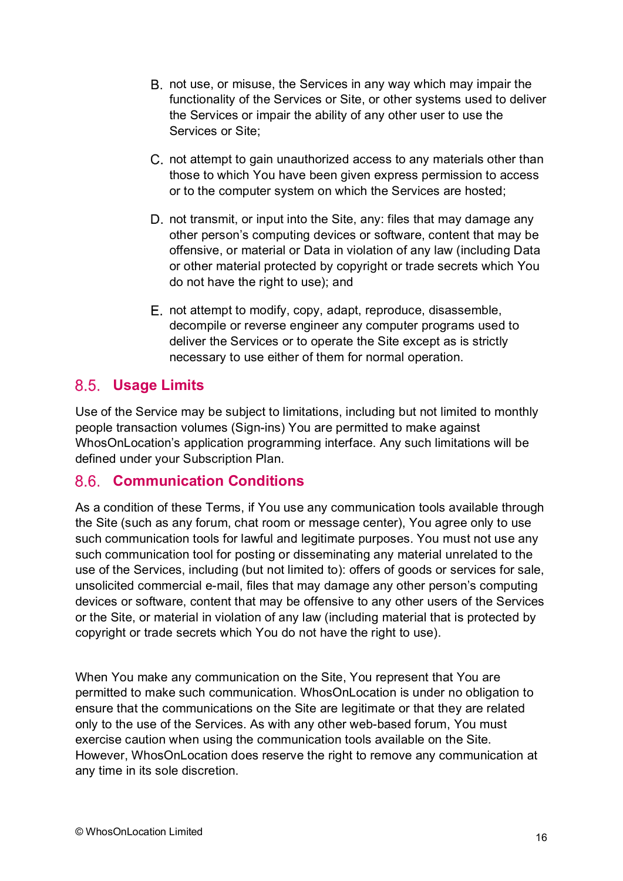B. not use, or misuse, the Services in any way which may impair the functionality of the Services or Site, or other systems used to deliver the Services or impair the ability of any other user to use the Services or Site;

C. not attempt to gain unauthorized access to any materials other than those to which You have been given express permission to access or to the computer system on which the Services are hosted;

D. not transmit, or input into the Site, any: files that may damage any other person's computing devices or software, content that may be offensive, or material or Data in violation of any law (including Data or other material protected by copyright or trade secrets which You do not have the right to use); and

E. not attempt to modify, copy, adapt, reproduce, disassemble, decompile or reverse engineer any computer programs used to deliver the Services or to operate the Site except as is strictly necessary to use either of them for normal operation.

## 8.5. Usage Limits

Use of the Service may be subject to limitations, including but not limited to monthly people transaction volumes (Sign-ins) You are permitted to make against WhosOnLocation's application programming interface. Any such limitations will be defined under your Subscription Plan.

## 8.6. Communication Conditions

As a condition of these Terms, if You use any communication tools available through the Site (such as any forum, chat room or message center), You agree only to use such communication tools for lawful and legitimate purposes. You must not use any such communication tool for posting or disseminating any material unrelated to the use of the Services, including (but not limited to): offers of goods or services for sale, unsolicited commercial e-mail, files that may damage any other person's computing devices or software, content that may be offensive to any other users of the Services or the Site, or material in violation of any law (including material that is protected by copyright or trade secrets which You do not have the right to use).

When You make any communication on the Site, You represent that You are permitted to make such communication. WhosOnLocation is under no obligation to ensure that the communications on the Site are legitimate or that they are related only to the use of the Services. As with any other web-based forum, You must exercise caution when using the communication tools available on the Site. However, WhosOnLocation does reserve the right to remove any communication at any time in its sole discretion.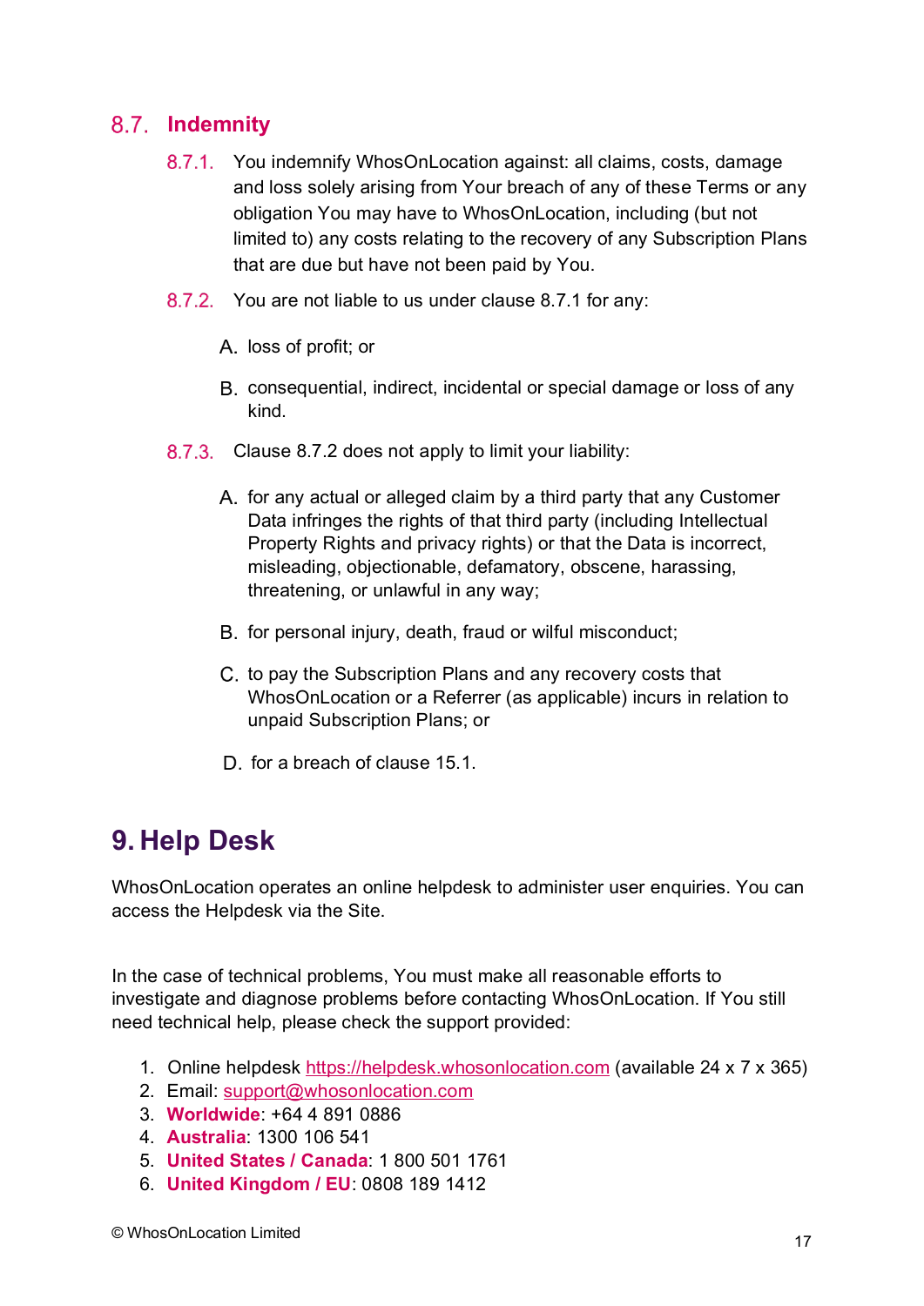## 8.7. Indemnity

8.7.1. You indemnify WhosOnLocation against: all claims, costs, damage and loss solely arising from Your breach of any of these Terms or any obligation You may have to WhosOnLocation, including (but not limited to) any costs relating to the recovery of any Subscription Plans that are due but have not been paid by You.

8.7.2. You are not liable to us under clause 8.7.1 for any:

A. loss of profit; or

B. consequential, indirect, incidental or special damage or loss of any kind.

8.7.3. Clause 8.7.2 does not apply to limit your liability:

A. for any actual or alleged claim by a third party that any Customer Data infringes the rights of that third party (including Intellectual Property Rights and privacy rights) or that the Data is incorrect, misleading, objectionable, defamatory, obscene, harassing, threatening, or unlawful in any way;

B. for personal injury, death, fraud or wilful misconduct;

C. to pay the Subscription Plans and any recovery costs that WhosOnLocation or a Referrer (as applicable) incurs in relation to unpaid Subscription Plans; or

D. for a breach of clause 15.1.

# 9. Help Desk

WhosOnLocation operates an online helpdesk to administer user enquiries. You can access the Helpdesk via the Site.

In the case of technical problems, You must make all reasonable efforts to investigate and diagnose problems before contacting WhosOnLocation. If You still need technical help, please check the support provided:

1. Online helpdesk https://helpdesk.whosonlocation.com (available 24 x 7 x 365)
2. Email: support@whosonlocation.com
3. **Worldwide**: +64 4 891 0886
4. **Australia**: 1300 106 541
5. **United States / Canada**: 1 800 501 1761
6. **United Kingdom / EU**: 0808 189 1412

© WhosOnLocation Limited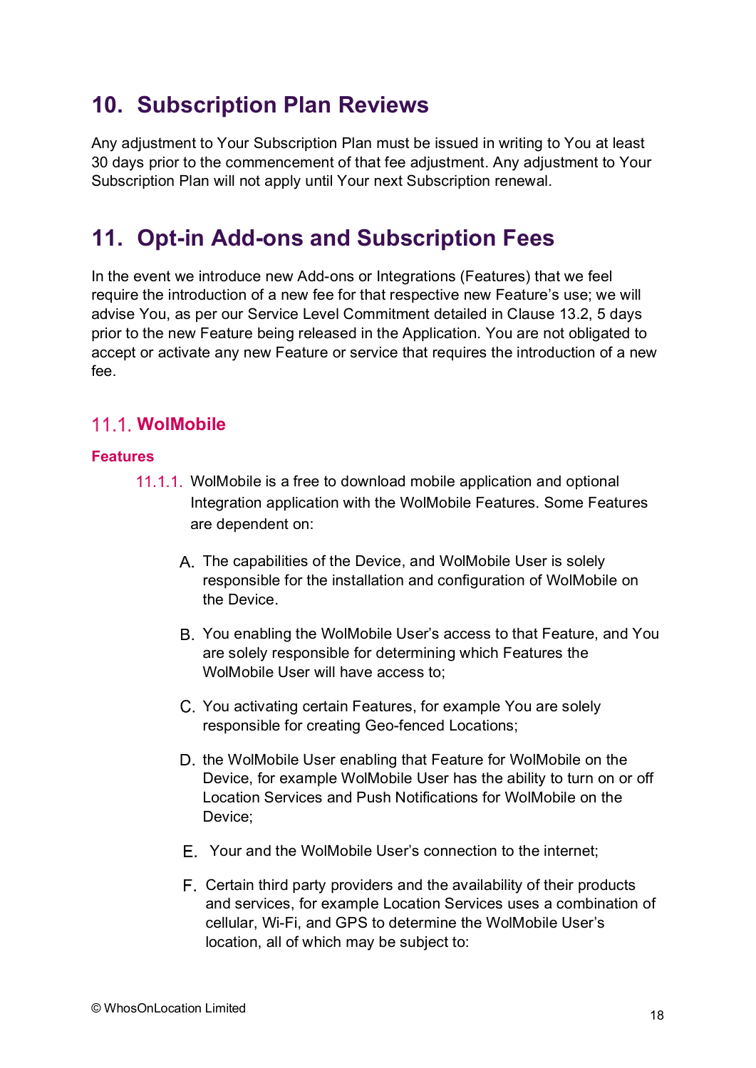## 10. Subscription Plan Reviews

Any adjustment to Your Subscription Plan must be issued in writing to You at least 30 days prior to the commencement of that fee adjustment. Any adjustment to Your Subscription Plan will not apply until Your next Subscription renewal.

## 11. Opt-in Add-ons and Subscription Fees

In the event we introduce new Add-ons or Integrations (Features) that we feel require the introduction of a new fee for that respective new Feature's use; we will advise You, as per our Service Level Commitment detailed in Clause 13.2, 5 days prior to the new Feature being released in the Application. You are not obligated to accept or activate any new Feature or service that requires the introduction of a new fee.

### 11.1. WolMobile

**Features**

11.1.1. WolMobile is a free to download mobile application and optional Integration application with the WolMobile Features. Some Features are dependent on:

A. The capabilities of the Device, and WolMobile User is solely responsible for the installation and configuration of WolMobile on the Device.

B. You enabling the WolMobile User's access to that Feature, and You are solely responsible for determining which Features the WolMobile User will have access to;

C. You activating certain Features, for example You are solely responsible for creating Geo-fenced Locations;

D. the WolMobile User enabling that Feature for WolMobile on the Device, for example WolMobile User has the ability to turn on or off Location Services and Push Notifications for WolMobile on the Device;

E. Your and the WolMobile User's connection to the internet;

F. Certain third party providers and the availability of their products and services, for example Location Services uses a combination of cellular, Wi-Fi, and GPS to determine the WolMobile User's location, all of which may be subject to: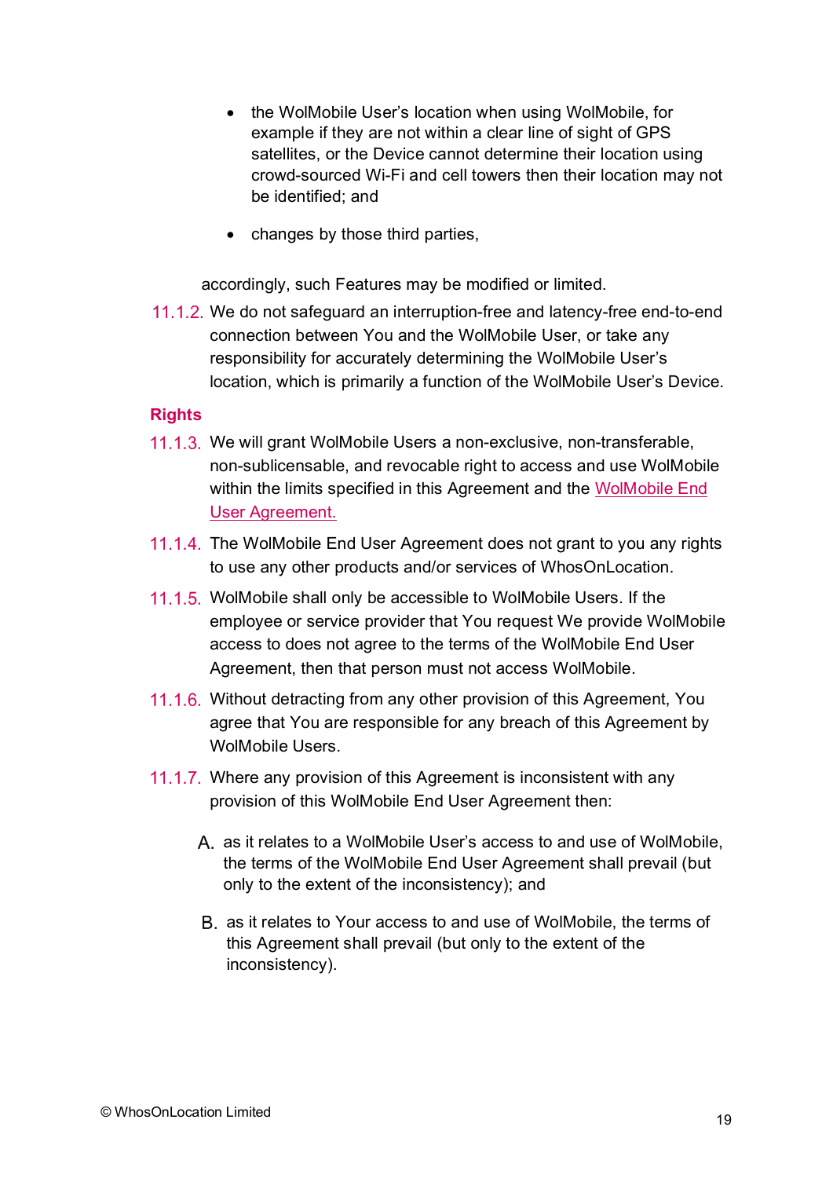- the WolMobile User's location when using WolMobile, for example if they are not within a clear line of sight of GPS satellites, or the Device cannot determine their location using crowd-sourced Wi-Fi and cell towers then their location may not be identified; and
- changes by those third parties,

accordingly, such Features may be modified or limited.

11.1.2. We do not safeguard an interruption-free and latency-free end-to-end connection between You and the WolMobile User, or take any responsibility for accurately determining the WolMobile User's location, which is primarily a function of the WolMobile User's Device.

**Rights**

11.1.3. We will grant WolMobile Users a non-exclusive, non-transferable, non-sublicensable, and revocable right to access and use WolMobile within the limits specified in this Agreement and the WolMobile End User Agreement.

11.1.4. The WolMobile End User Agreement does not grant to you any rights to use any other products and/or services of WhosOnLocation.

11.1.5. WolMobile shall only be accessible to WolMobile Users. If the employee or service provider that You request We provide WolMobile access to does not agree to the terms of the WolMobile End User Agreement, then that person must not access WolMobile.

11.1.6. Without detracting from any other provision of this Agreement, You agree that You are responsible for any breach of this Agreement by WolMobile Users.

11.1.7. Where any provision of this Agreement is inconsistent with any provision of this WolMobile End User Agreement then:

A. as it relates to a WolMobile User's access to and use of WolMobile, the terms of the WolMobile End User Agreement shall prevail (but only to the extent of the inconsistency); and

B. as it relates to Your access to and use of WolMobile, the terms of this Agreement shall prevail (but only to the extent of the inconsistency).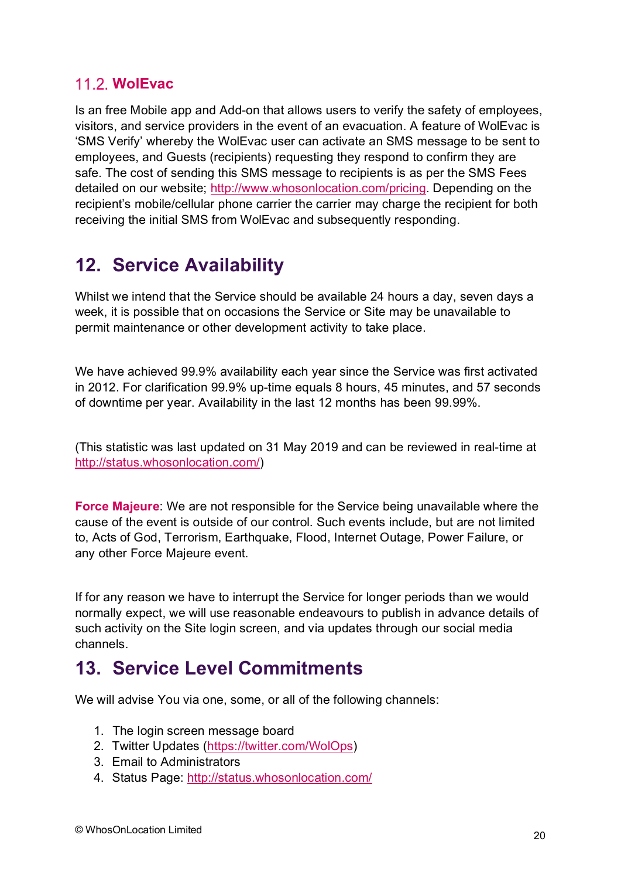### 11.2. WolEvac

Is an free Mobile app and Add-on that allows users to verify the safety of employees, visitors, and service providers in the event of an evacuation. A feature of WolEvac is 'SMS Verify' whereby the WolEvac user can activate an SMS message to be sent to employees, and Guests (recipients) requesting they respond to confirm they are safe. The cost of sending this SMS message to recipients is as per the SMS Fees detailed on our website; http://www.whosonlocation.com/pricing. Depending on the recipient's mobile/cellular phone carrier the carrier may charge the recipient for both receiving the initial SMS from WolEvac and subsequently responding.

## 12. Service Availability

Whilst we intend that the Service should be available 24 hours a day, seven days a week, it is possible that on occasions the Service or Site may be unavailable to permit maintenance or other development activity to take place.

We have achieved 99.9% availability each year since the Service was first activated in 2012. For clarification 99.9% up-time equals 8 hours, 45 minutes, and 57 seconds of downtime per year. Availability in the last 12 months has been 99.99%.

(This statistic was last updated on 31 May 2019 and can be reviewed in real-time at http://status.whosonlocation.com/)

**Force Majeure**: We are not responsible for the Service being unavailable where the cause of the event is outside of our control. Such events include, but are not limited to, Acts of God, Terrorism, Earthquake, Flood, Internet Outage, Power Failure, or any other Force Majeure event.

If for any reason we have to interrupt the Service for longer periods than we would normally expect, we will use reasonable endeavours to publish in advance details of such activity on the Site login screen, and via updates through our social media channels.

## 13. Service Level Commitments

We will advise You via one, some, or all of the following channels:

1. The login screen message board
2. Twitter Updates (https://twitter.com/WolOps)
3. Email to Administrators
4. Status Page: http://status.whosonlocation.com/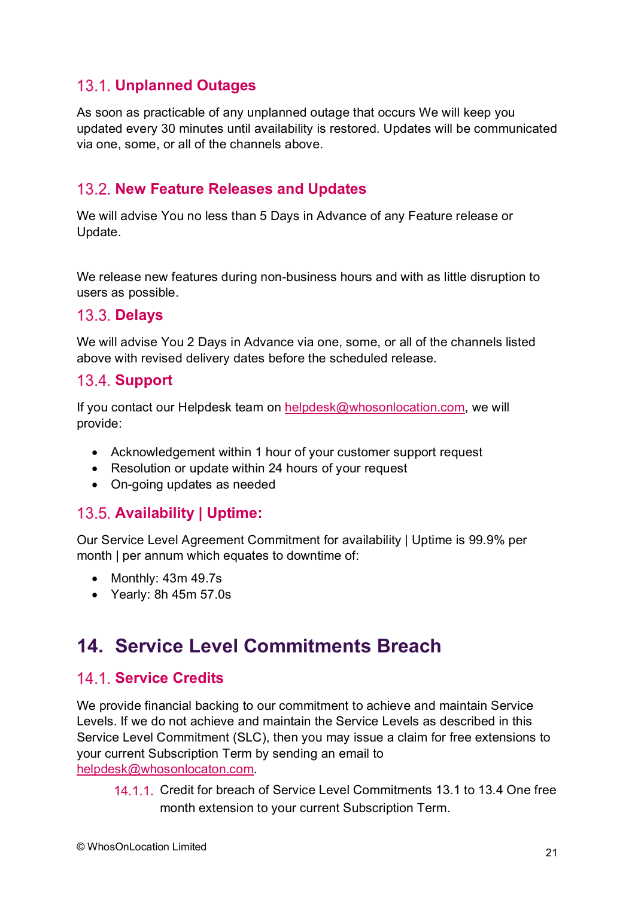### 13.1. Unplanned Outages

As soon as practicable of any unplanned outage that occurs We will keep you updated every 30 minutes until availability is restored. Updates will be communicated via one, some, or all of the channels above.

### 13.2. New Feature Releases and Updates

We will advise You no less than 5 Days in Advance of any Feature release or Update.

We release new features during non-business hours and with as little disruption to users as possible.

### 13.3. Delays

We will advise You 2 Days in Advance via one, some, or all of the channels listed above with revised delivery dates before the scheduled release.

### 13.4. Support

If you contact our Helpdesk team on helpdesk@whosonlocation.com, we will provide:

- Acknowledgement within 1 hour of your customer support request
- Resolution or update within 24 hours of your request
- On-going updates as needed

### 13.5. Availability | Uptime:

Our Service Level Agreement Commitment for availability | Uptime is 99.9% per month | per annum which equates to downtime of:

- Monthly: 43m 49.7s
- Yearly: 8h 45m 57.0s

## 14. Service Level Commitments Breach

### 14.1. Service Credits

We provide financial backing to our commitment to achieve and maintain Service Levels. If we do not achieve and maintain the Service Levels as described in this Service Level Commitment (SLC), then you may issue a claim for free extensions to your current Subscription Term by sending an email to helpdesk@whosonlocaton.com.

14.1.1. Credit for breach of Service Level Commitments 13.1 to 13.4 One free month extension to your current Subscription Term.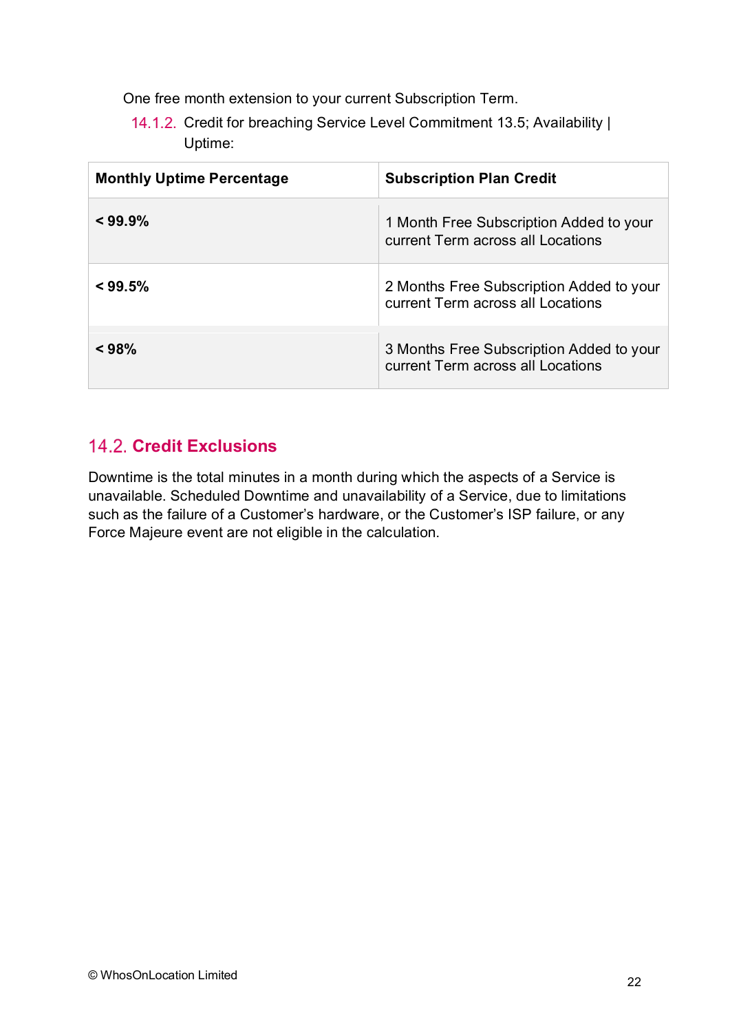One free month extension to your current Subscription Term.

14.1.2. Credit for breaching Service Level Commitment 13.5; Availability | Uptime:

| Monthly Uptime Percentage | Subscription Plan Credit |
|---|---|
| **< 99.9%** | 1 Month Free Subscription Added to your current Term across all Locations |
| **< 99.5%** | 2 Months Free Subscription Added to your current Term across all Locations |
| **< 98%** | 3 Months Free Subscription Added to your current Term across all Locations |

## 14.2. Credit Exclusions

Downtime is the total minutes in a month during which the aspects of a Service is unavailable. Scheduled Downtime and unavailability of a Service, due to limitations such as the failure of a Customer's hardware, or the Customer's ISP failure, or any Force Majeure event are not eligible in the calculation.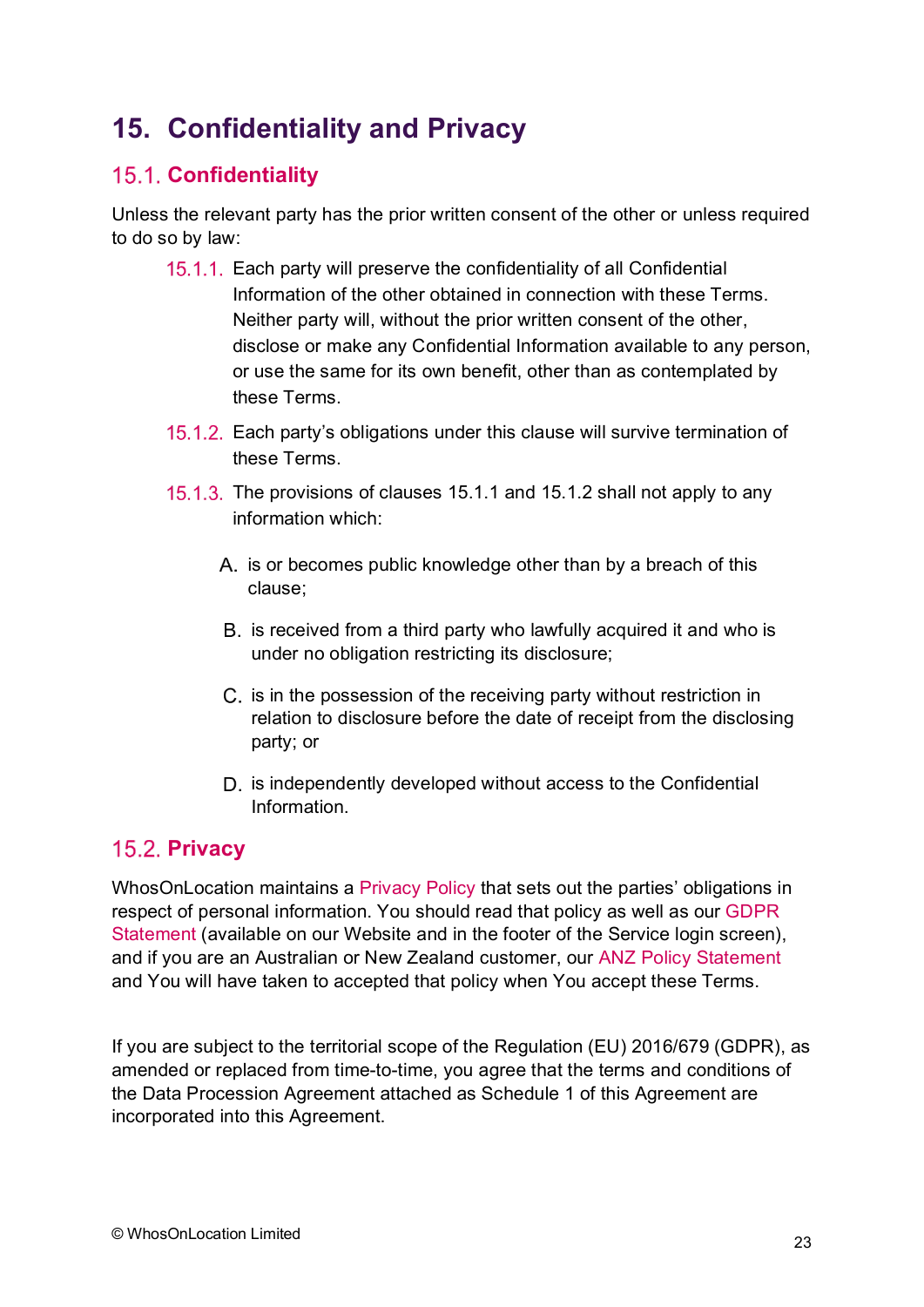# 15. Confidentiality and Privacy

## 15.1. Confidentiality

Unless the relevant party has the prior written consent of the other or unless required to do so by law:

15.1.1. Each party will preserve the confidentiality of all Confidential Information of the other obtained in connection with these Terms. Neither party will, without the prior written consent of the other, disclose or make any Confidential Information available to any person, or use the same for its own benefit, other than as contemplated by these Terms.

15.1.2. Each party's obligations under this clause will survive termination of these Terms.

15.1.3. The provisions of clauses 15.1.1 and 15.1.2 shall not apply to any information which:

A. is or becomes public knowledge other than by a breach of this clause;

B. is received from a third party who lawfully acquired it and who is under no obligation restricting its disclosure;

C. is in the possession of the receiving party without restriction in relation to disclosure before the date of receipt from the disclosing party; or

D. is independently developed without access to the Confidential Information.

## 15.2. Privacy

WhosOnLocation maintains a Privacy Policy that sets out the parties' obligations in respect of personal information. You should read that policy as well as our GDPR Statement (available on our Website and in the footer of the Service login screen), and if you are an Australian or New Zealand customer, our ANZ Policy Statement and You will have taken to accepted that policy when You accept these Terms.

If you are subject to the territorial scope of the Regulation (EU) 2016/679 (GDPR), as amended or replaced from time-to-time, you agree that the terms and conditions of the Data Procession Agreement attached as Schedule 1 of this Agreement are incorporated into this Agreement.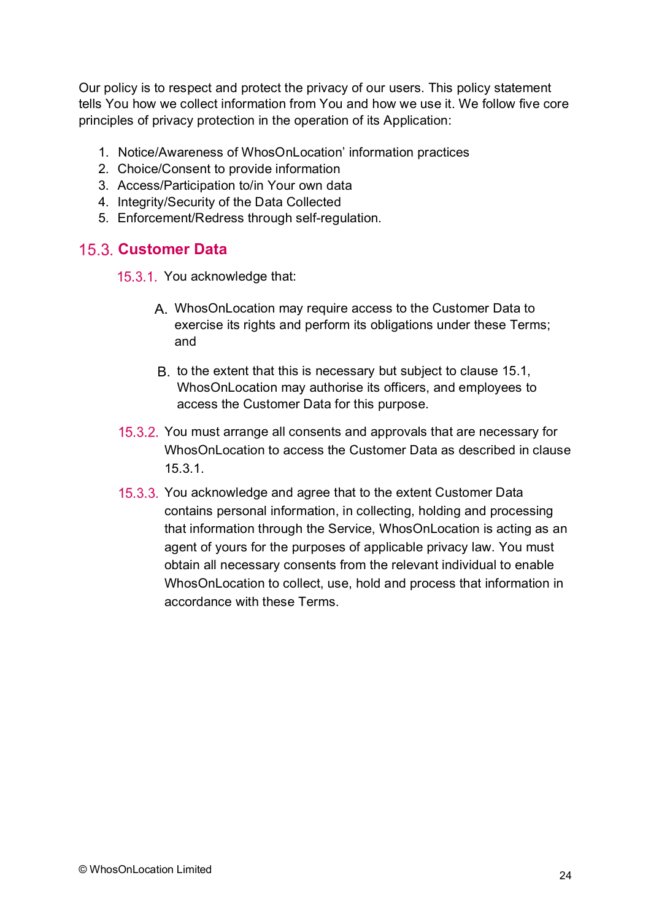Our policy is to respect and protect the privacy of our users. This policy statement tells You how we collect information from You and how we use it. We follow five core principles of privacy protection in the operation of its Application:

1. Notice/Awareness of WhosOnLocation' information practices
2. Choice/Consent to provide information
3. Access/Participation to/in Your own data
4. Integrity/Security of the Data Collected
5. Enforcement/Redress through self-regulation.

## 15.3. Customer Data

15.3.1. You acknowledge that:

A. WhosOnLocation may require access to the Customer Data to exercise its rights and perform its obligations under these Terms; and

B. to the extent that this is necessary but subject to clause 15.1, WhosOnLocation may authorise its officers, and employees to access the Customer Data for this purpose.

15.3.2. You must arrange all consents and approvals that are necessary for WhosOnLocation to access the Customer Data as described in clause 15.3.1.

15.3.3. You acknowledge and agree that to the extent Customer Data contains personal information, in collecting, holding and processing that information through the Service, WhosOnLocation is acting as an agent of yours for the purposes of applicable privacy law. You must obtain all necessary consents from the relevant individual to enable WhosOnLocation to collect, use, hold and process that information in accordance with these Terms.

© WhosOnLocation Limited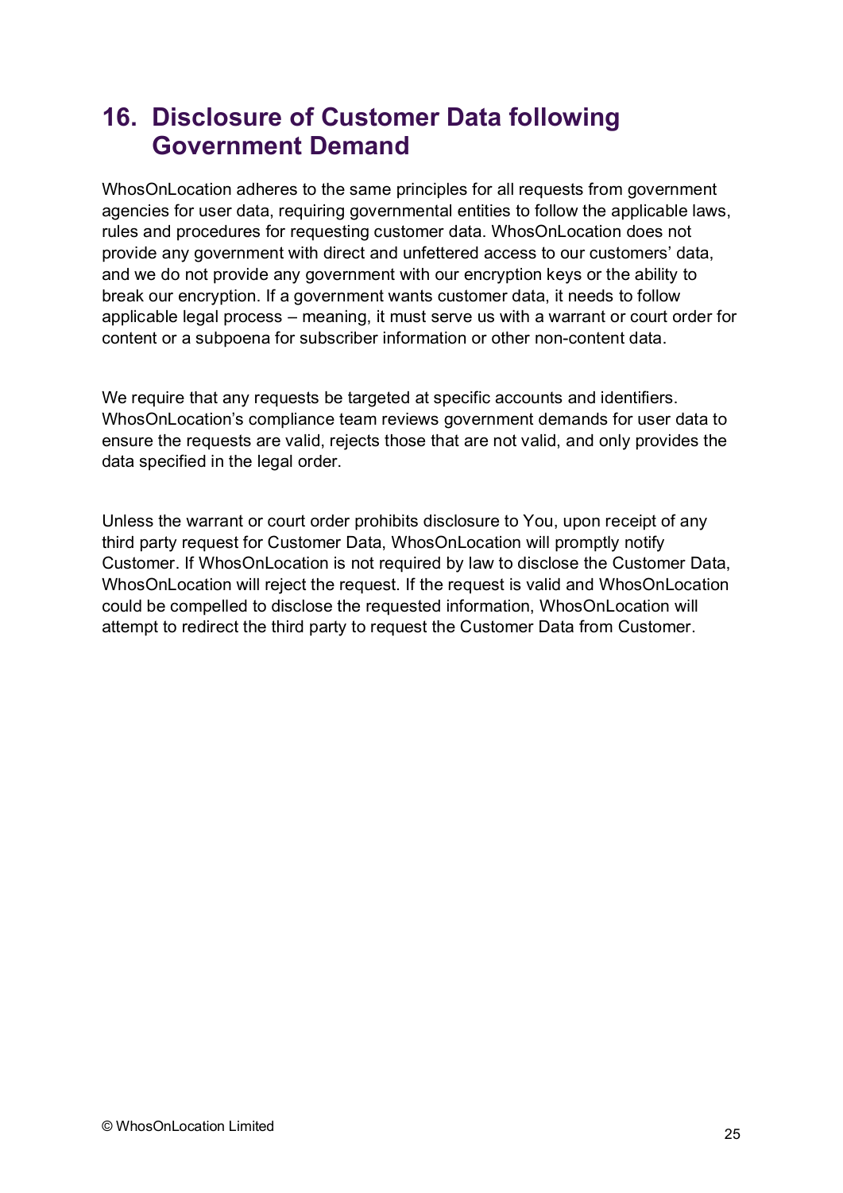## 16. Disclosure of Customer Data following Government Demand

WhosOnLocation adheres to the same principles for all requests from government agencies for user data, requiring governmental entities to follow the applicable laws, rules and procedures for requesting customer data. WhosOnLocation does not provide any government with direct and unfettered access to our customers' data, and we do not provide any government with our encryption keys or the ability to break our encryption. If a government wants customer data, it needs to follow applicable legal process – meaning, it must serve us with a warrant or court order for content or a subpoena for subscriber information or other non-content data.

We require that any requests be targeted at specific accounts and identifiers. WhosOnLocation's compliance team reviews government demands for user data to ensure the requests are valid, rejects those that are not valid, and only provides the data specified in the legal order.

Unless the warrant or court order prohibits disclosure to You, upon receipt of any third party request for Customer Data, WhosOnLocation will promptly notify Customer. If WhosOnLocation is not required by law to disclose the Customer Data, WhosOnLocation will reject the request. If the request is valid and WhosOnLocation could be compelled to disclose the requested information, WhosOnLocation will attempt to redirect the third party to request the Customer Data from Customer.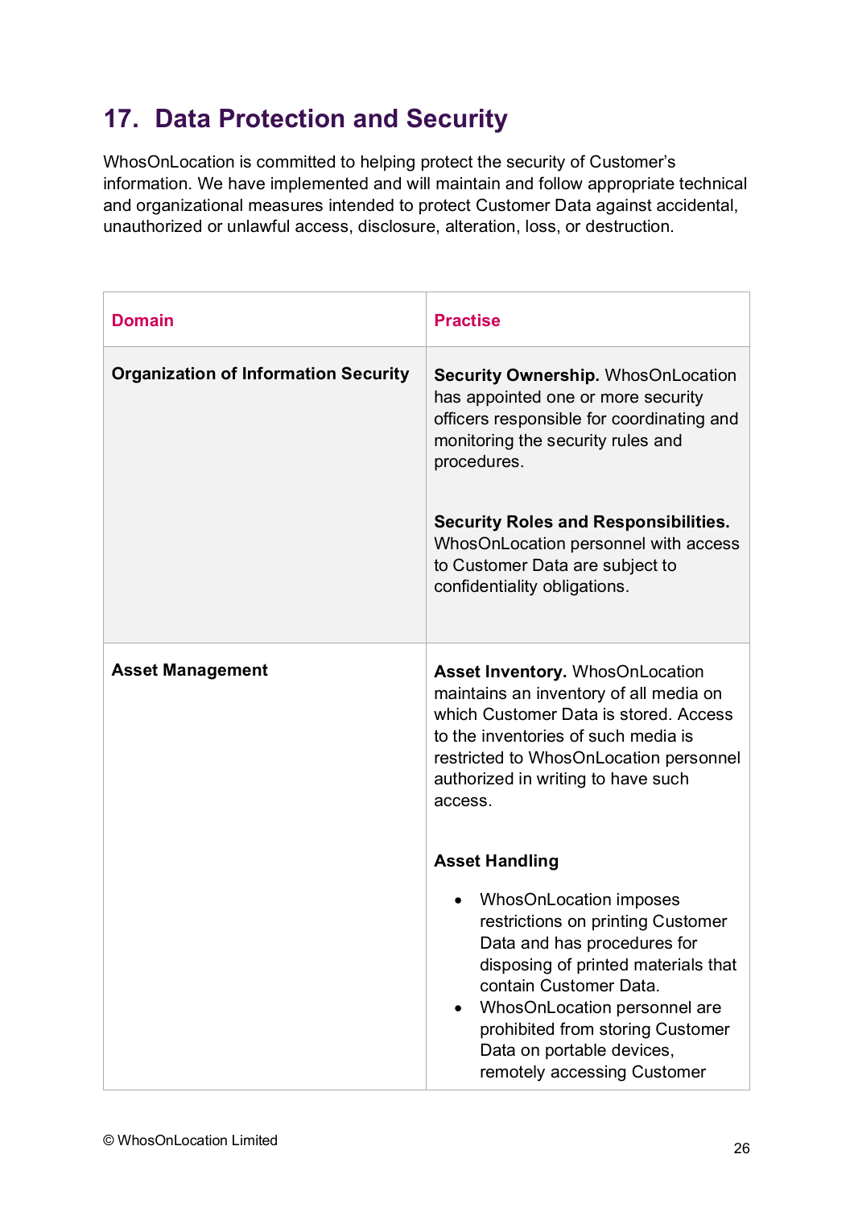## 17. Data Protection and Security

WhosOnLocation is committed to helping protect the security of Customer's information. We have implemented and will maintain and follow appropriate technical and organizational measures intended to protect Customer Data against accidental, unauthorized or unlawful access, disclosure, alteration, loss, or destruction.

| Domain | Practise |
|---|---|
| **Organization of Information Security** | **Security Ownership.** WhosOnLocation has appointed one or more security officers responsible for coordinating and monitoring the security rules and procedures.<br><br>**Security Roles and Responsibilities.** WhosOnLocation personnel with access to Customer Data are subject to confidentiality obligations. |
| **Asset Management** | **Asset Inventory.** WhosOnLocation maintains an inventory of all media on which Customer Data is stored. Access to the inventories of such media is restricted to WhosOnLocation personnel authorized in writing to have such access.<br><br>**Asset Handling**<br>• WhosOnLocation imposes restrictions on printing Customer Data and has procedures for disposing of printed materials that contain Customer Data.<br>• WhosOnLocation personnel are prohibited from storing Customer Data on portable devices, remotely accessing Customer |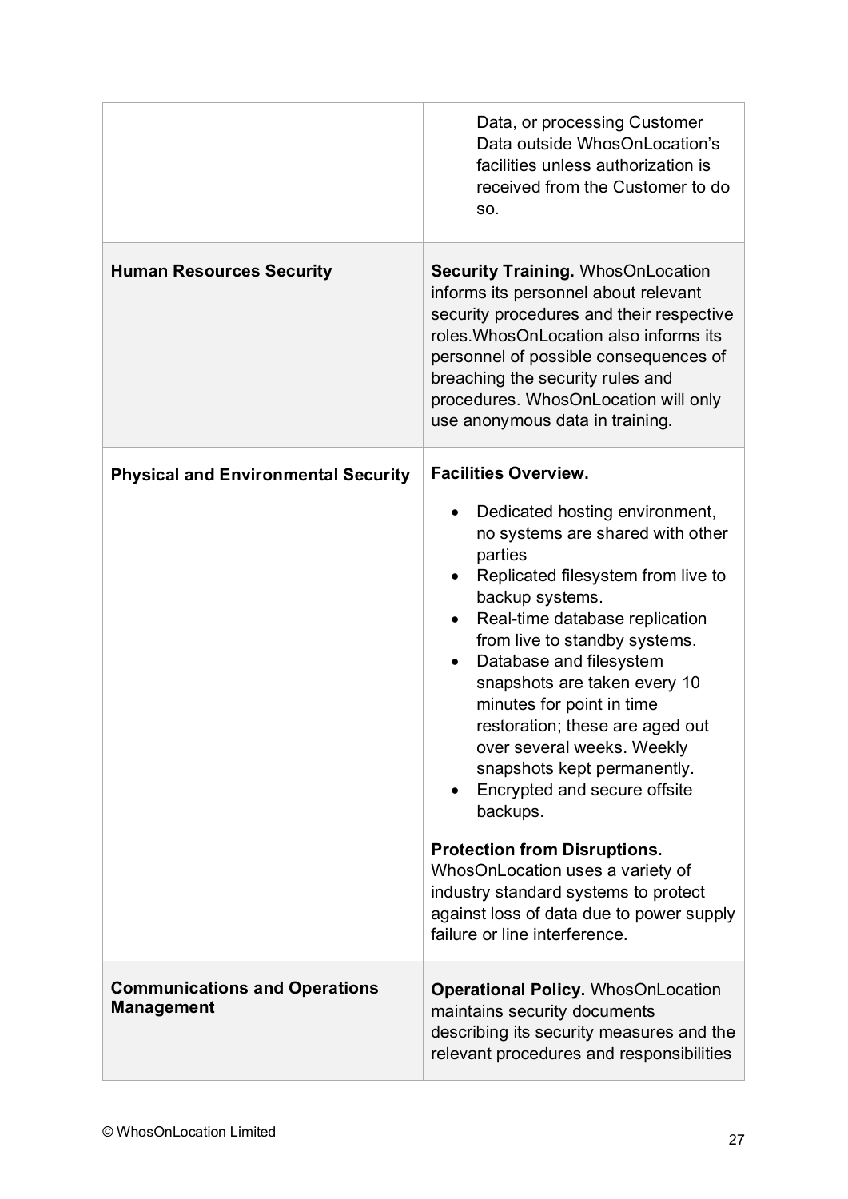| | |
|---|---|
| | Data, or processing Customer Data outside WhosOnLocation's facilities unless authorization is received from the Customer to do so. |
| **Human Resources Security** | **Security Training.** WhosOnLocation informs its personnel about relevant security procedures and their respective roles.WhosOnLocation also informs its personnel of possible consequences of breaching the security rules and procedures. WhosOnLocation will only use anonymous data in training. |
| **Physical and Environmental Security** | **Facilities Overview.**<br>• Dedicated hosting environment, no systems are shared with other parties<br>• Replicated filesystem from live to backup systems.<br>• Real-time database replication from live to standby systems.<br>• Database and filesystem snapshots are taken every 10 minutes for point in time restoration; these are aged out over several weeks. Weekly snapshots kept permanently.<br>• Encrypted and secure offsite backups.<br><br>**Protection from Disruptions.** WhosOnLocation uses a variety of industry standard systems to protect against loss of data due to power supply failure or line interference. |
| **Communications and Operations Management** | **Operational Policy.** WhosOnLocation maintains security documents describing its security measures and the relevant procedures and responsibilities |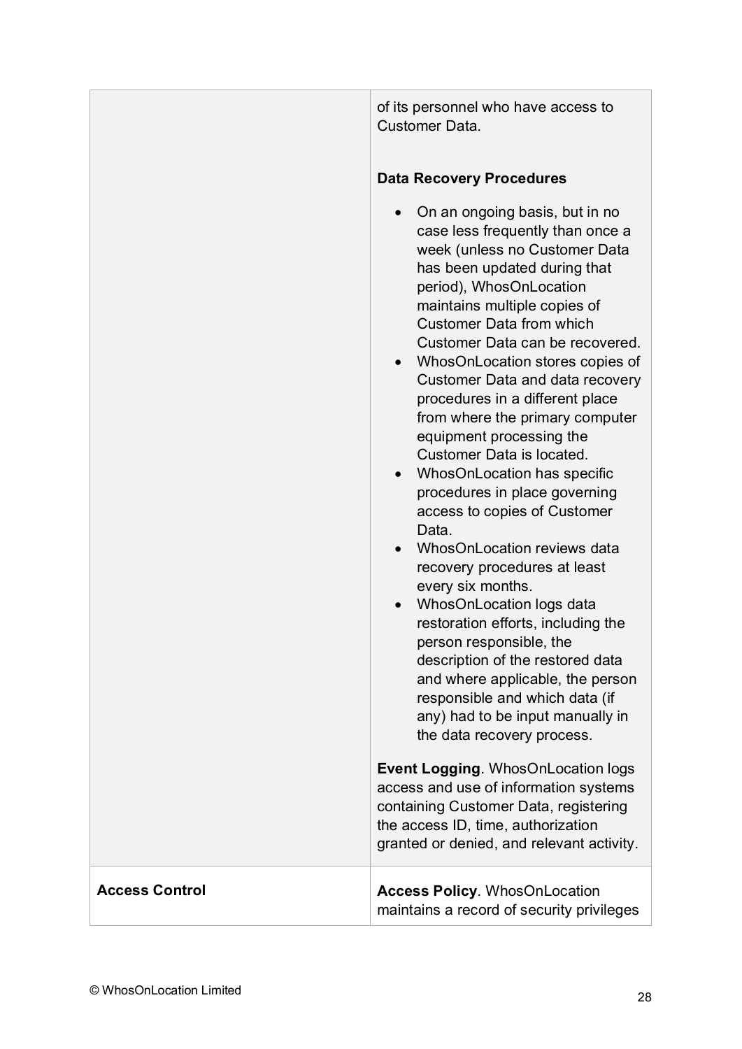| | |
|---|---|
| | of its personnel who have access to Customer Data.<br><br>**Data Recovery Procedures**<br><br>• On an ongoing basis, but in no case less frequently than once a week (unless no Customer Data has been updated during that period), WhosOnLocation maintains multiple copies of Customer Data from which Customer Data can be recovered.<br>• WhosOnLocation stores copies of Customer Data and data recovery procedures in a different place from where the primary computer equipment processing the Customer Data is located.<br>• WhosOnLocation has specific procedures in place governing access to copies of Customer Data.<br>• WhosOnLocation reviews data recovery procedures at least every six months.<br>• WhosOnLocation logs data restoration efforts, including the person responsible, the description of the restored data and where applicable, the person responsible and which data (if any) had to be input manually in the data recovery process.<br><br>**Event Logging**. WhosOnLocation logs access and use of information systems containing Customer Data, registering the access ID, time, authorization granted or denied, and relevant activity. |
| **Access Control** | **Access Policy**. WhosOnLocation maintains a record of security privileges |

© WhosOnLocation Limited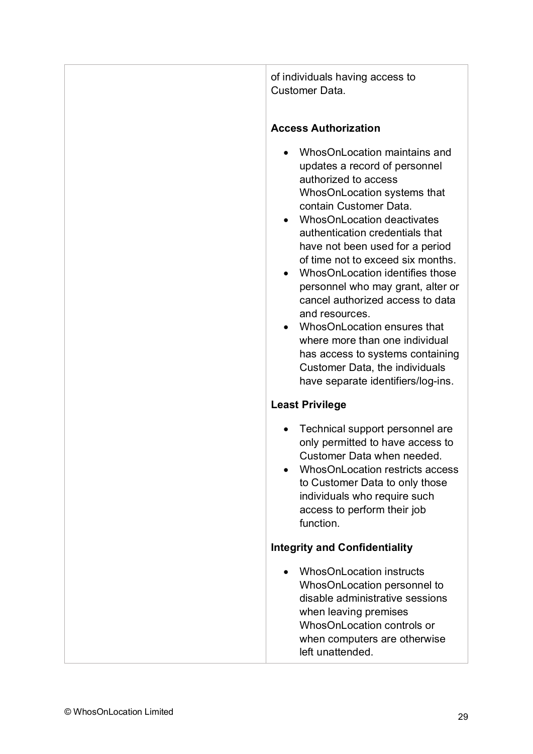| | |
|---|---|
| | of individuals having access to Customer Data.<br><br>**Access Authorization**<br><br>• WhosOnLocation maintains and updates a record of personnel authorized to access WhosOnLocation systems that contain Customer Data.<br>• WhosOnLocation deactivates authentication credentials that have not been used for a period of time not to exceed six months.<br>• WhosOnLocation identifies those personnel who may grant, alter or cancel authorized access to data and resources.<br>• WhosOnLocation ensures that where more than one individual has access to systems containing Customer Data, the individuals have separate identifiers/log-ins.<br><br>**Least Privilege**<br><br>• Technical support personnel are only permitted to have access to Customer Data when needed.<br>• WhosOnLocation restricts access to Customer Data to only those individuals who require such access to perform their job function.<br><br>**Integrity and Confidentiality**<br><br>• WhosOnLocation instructs WhosOnLocation personnel to disable administrative sessions when leaving premises WhosOnLocation controls or when computers are otherwise left unattended. |

© WhosOnLocation Limited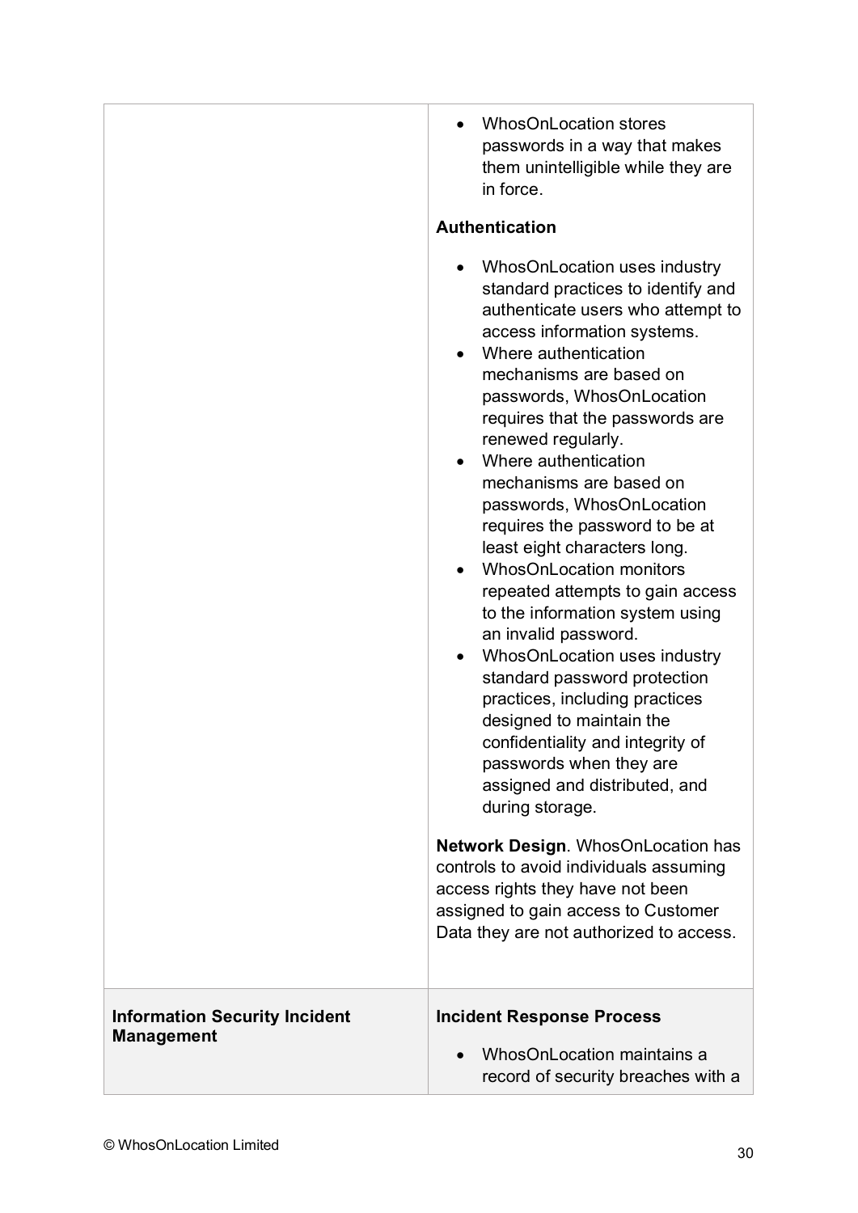| | |
|---|---|
| | • WhosOnLocation stores passwords in a way that makes them unintelligible while they are in force.<br><br>**Authentication**<br><br>• WhosOnLocation uses industry standard practices to identify and authenticate users who attempt to access information systems.<br>• Where authentication mechanisms are based on passwords, WhosOnLocation requires that the passwords are renewed regularly.<br>• Where authentication mechanisms are based on passwords, WhosOnLocation requires the password to be at least eight characters long.<br>• WhosOnLocation monitors repeated attempts to gain access to the information system using an invalid password.<br>• WhosOnLocation uses industry standard password protection practices, including practices designed to maintain the confidentiality and integrity of passwords when they are assigned and distributed, and during storage.<br><br>**Network Design**. WhosOnLocation has controls to avoid individuals assuming access rights they have not been assigned to gain access to Customer Data they are not authorized to access. |
| **Information Security Incident Management** | **Incident Response Process**<br><br>• WhosOnLocation maintains a record of security breaches with a |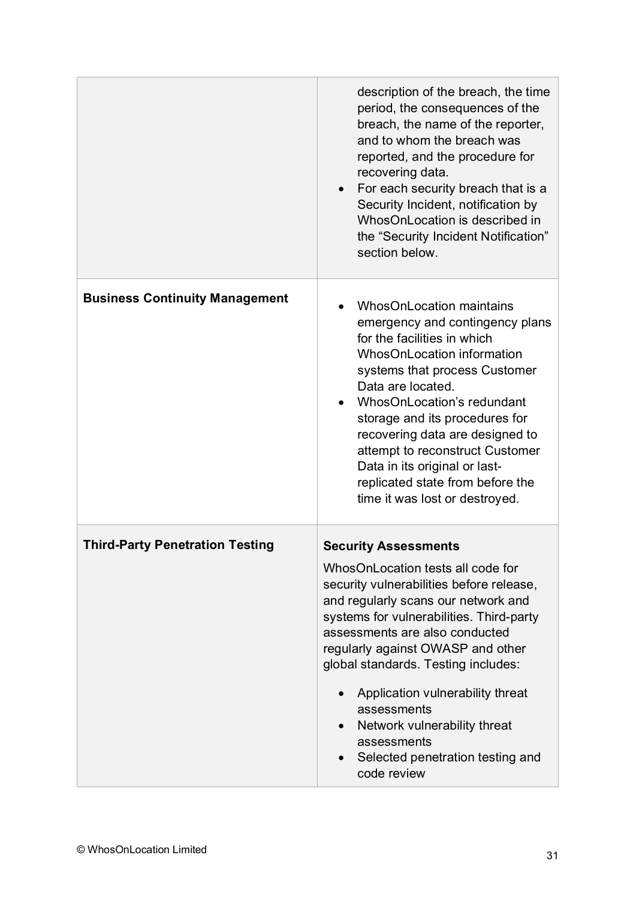| | |
|---|---|
| | description of the breach, the time period, the consequences of the breach, the name of the reporter, and to whom the breach was reported, and the procedure for recovering data.<br>• For each security breach that is a Security Incident, notification by WhosOnLocation is described in the “Security Incident Notification” section below. |
| **Business Continuity Management** | • WhosOnLocation maintains emergency and contingency plans for the facilities in which WhosOnLocation information systems that process Customer Data are located.<br>• WhosOnLocation’s redundant storage and its procedures for recovering data are designed to attempt to reconstruct Customer Data in its original or last-replicated state from before the time it was lost or destroyed. |
| **Third-Party Penetration Testing** | **Security Assessments**<br>WhosOnLocation tests all code for security vulnerabilities before release, and regularly scans our network and systems for vulnerabilities. Third-party assessments are also conducted regularly against OWASP and other global standards. Testing includes:<br>• Application vulnerability threat assessments<br>• Network vulnerability threat assessments<br>• Selected penetration testing and code review |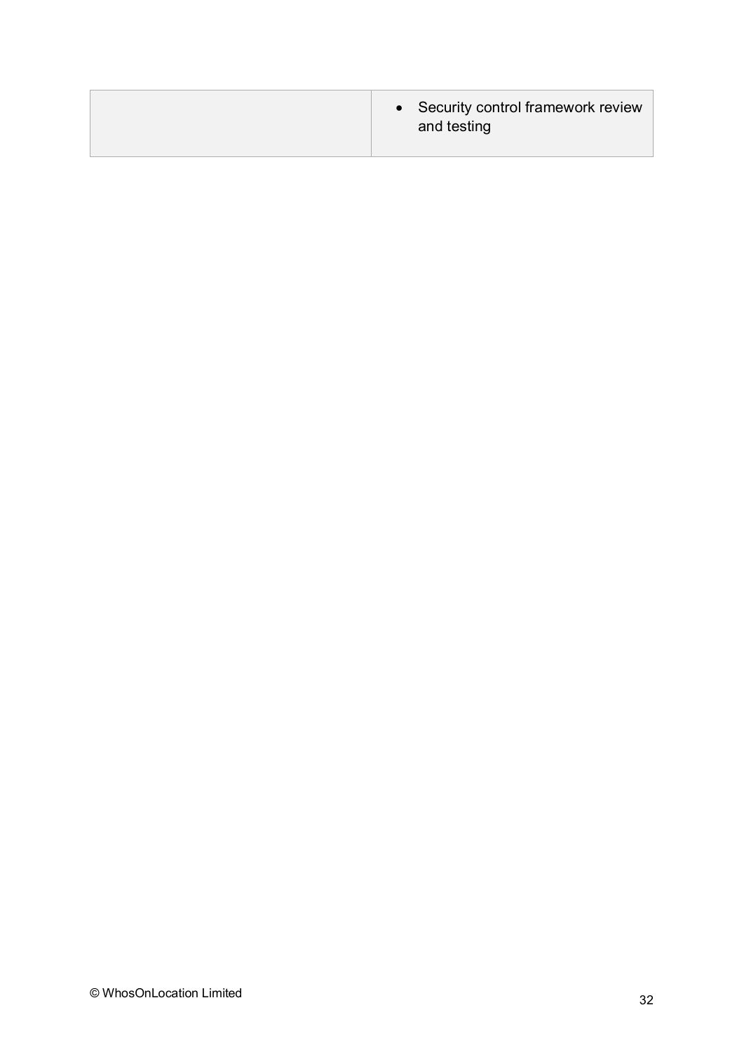| | |
|---|---|
| | • Security control framework review and testing |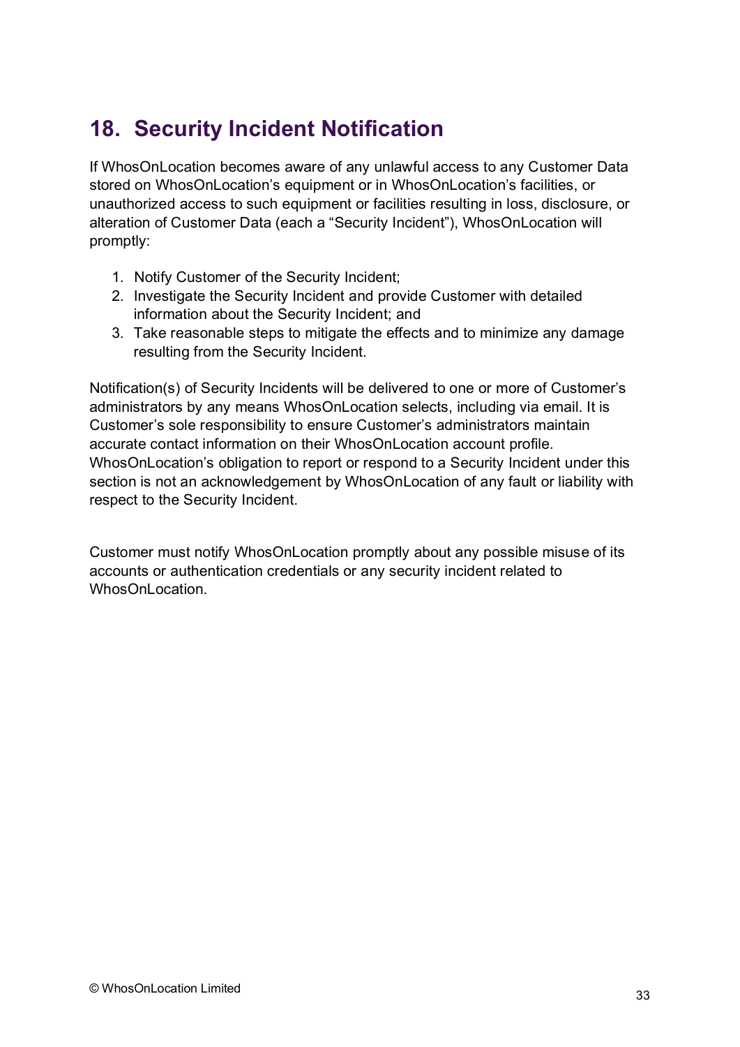## 18. Security Incident Notification

If WhosOnLocation becomes aware of any unlawful access to any Customer Data stored on WhosOnLocation's equipment or in WhosOnLocation's facilities, or unauthorized access to such equipment or facilities resulting in loss, disclosure, or alteration of Customer Data (each a "Security Incident"), WhosOnLocation will promptly:

1. Notify Customer of the Security Incident;
2. Investigate the Security Incident and provide Customer with detailed information about the Security Incident; and
3. Take reasonable steps to mitigate the effects and to minimize any damage resulting from the Security Incident.

Notification(s) of Security Incidents will be delivered to one or more of Customer's administrators by any means WhosOnLocation selects, including via email. It is Customer's sole responsibility to ensure Customer's administrators maintain accurate contact information on their WhosOnLocation account profile. WhosOnLocation's obligation to report or respond to a Security Incident under this section is not an acknowledgement by WhosOnLocation of any fault or liability with respect to the Security Incident.

Customer must notify WhosOnLocation promptly about any possible misuse of its accounts or authentication credentials or any security incident related to WhosOnLocation.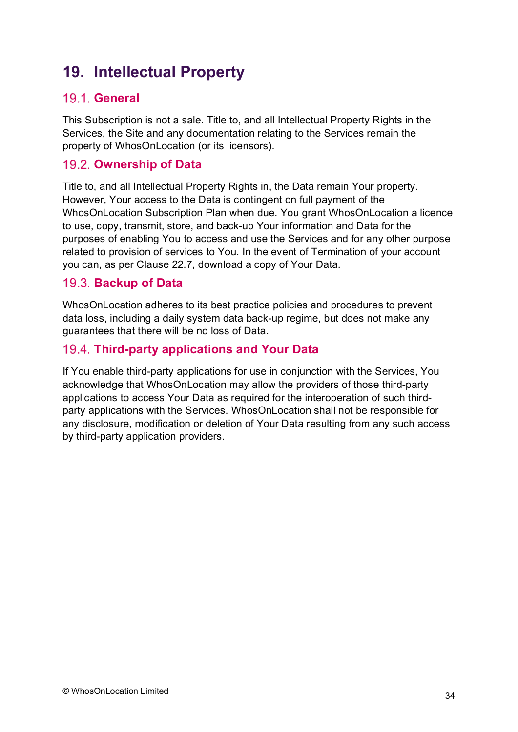# 19. Intellectual Property

## 19.1. General

This Subscription is not a sale. Title to, and all Intellectual Property Rights in the Services, the Site and any documentation relating to the Services remain the property of WhosOnLocation (or its licensors).

## 19.2. Ownership of Data

Title to, and all Intellectual Property Rights in, the Data remain Your property. However, Your access to the Data is contingent on full payment of the WhosOnLocation Subscription Plan when due. You grant WhosOnLocation a licence to use, copy, transmit, store, and back-up Your information and Data for the purposes of enabling You to access and use the Services and for any other purpose related to provision of services to You. In the event of Termination of your account you can, as per Clause 22.7, download a copy of Your Data.

## 19.3. Backup of Data

WhosOnLocation adheres to its best practice policies and procedures to prevent data loss, including a daily system data back-up regime, but does not make any guarantees that there will be no loss of Data.

## 19.4. Third-party applications and Your Data

If You enable third-party applications for use in conjunction with the Services, You acknowledge that WhosOnLocation may allow the providers of those third-party applications to access Your Data as required for the interoperation of such third-party applications with the Services. WhosOnLocation shall not be responsible for any disclosure, modification or deletion of Your Data resulting from any such access by third-party application providers.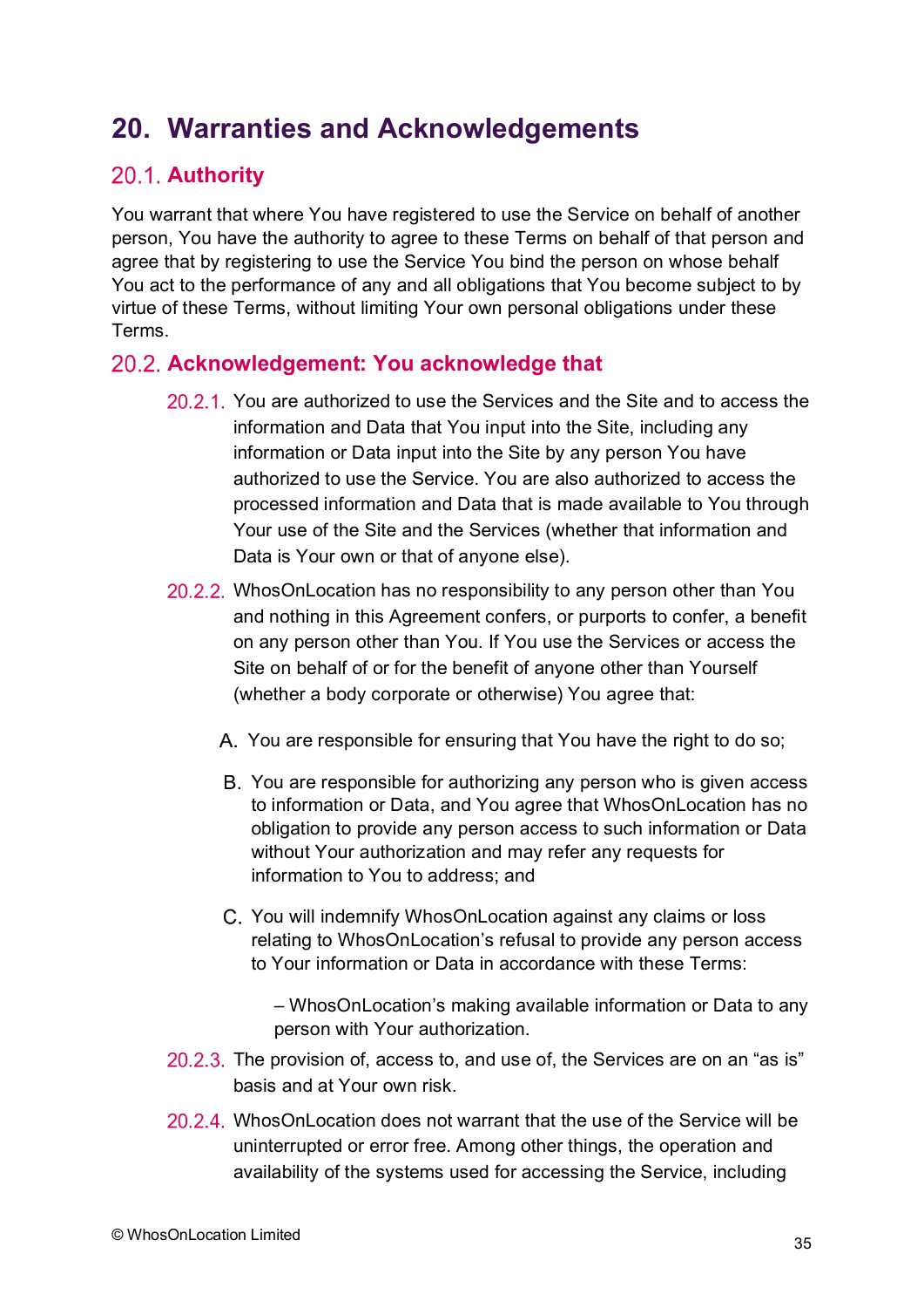# 20. Warranties and Acknowledgements

## 20.1. Authority

You warrant that where You have registered to use the Service on behalf of another person, You have the authority to agree to these Terms on behalf of that person and agree that by registering to use the Service You bind the person on whose behalf You act to the performance of any and all obligations that You become subject to by virtue of these Terms, without limiting Your own personal obligations under these Terms.

## 20.2. Acknowledgement: You acknowledge that

20.2.1. You are authorized to use the Services and the Site and to access the information and Data that You input into the Site, including any information or Data input into the Site by any person You have authorized to use the Service. You are also authorized to access the processed information and Data that is made available to You through Your use of the Site and the Services (whether that information and Data is Your own or that of anyone else).

20.2.2. WhosOnLocation has no responsibility to any person other than You and nothing in this Agreement confers, or purports to confer, a benefit on any person other than You. If You use the Services or access the Site on behalf of or for the benefit of anyone other than Yourself (whether a body corporate or otherwise) You agree that:

A. You are responsible for ensuring that You have the right to do so;

B. You are responsible for authorizing any person who is given access to information or Data, and You agree that WhosOnLocation has no obligation to provide any person access to such information or Data without Your authorization and may refer any requests for information to You to address; and

C. You will indemnify WhosOnLocation against any claims or loss relating to WhosOnLocation's refusal to provide any person access to Your information or Data in accordance with these Terms:

– WhosOnLocation's making available information or Data to any person with Your authorization.

20.2.3. The provision of, access to, and use of, the Services are on an "as is" basis and at Your own risk.

20.2.4. WhosOnLocation does not warrant that the use of the Service will be uninterrupted or error free. Among other things, the operation and availability of the systems used for accessing the Service, including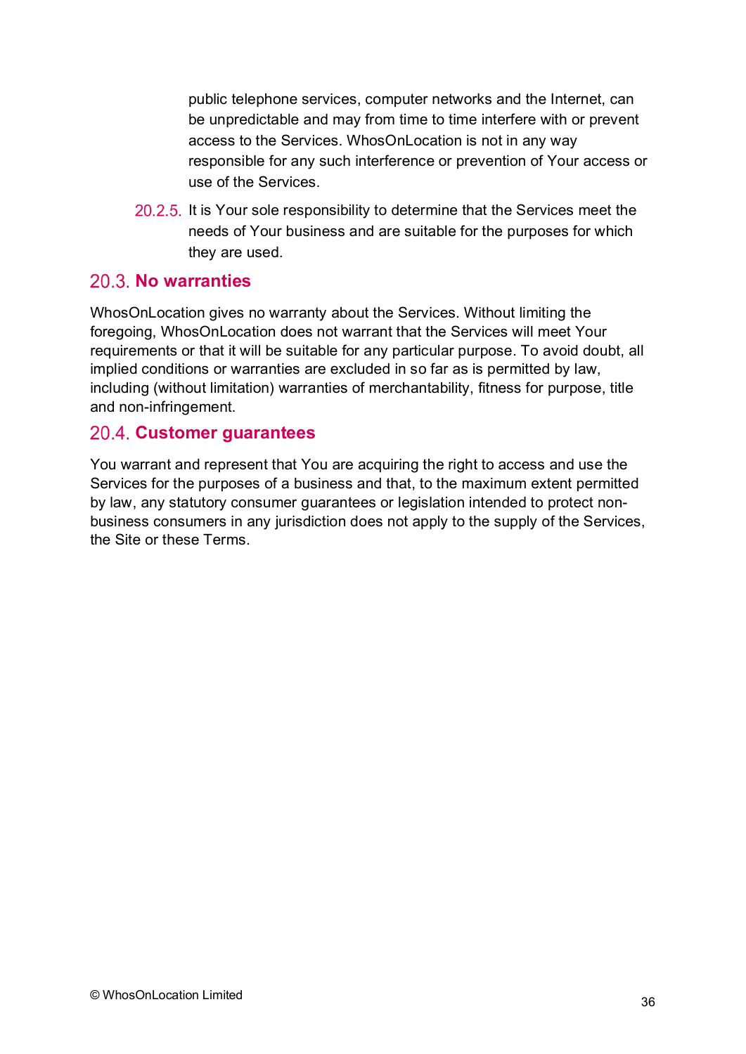public telephone services, computer networks and the Internet, can be unpredictable and may from time to time interfere with or prevent access to the Services. WhosOnLocation is not in any way responsible for any such interference or prevention of Your access or use of the Services.

20.2.5. It is Your sole responsibility to determine that the Services meet the needs of Your business and are suitable for the purposes for which they are used.

## 20.3. No warranties

WhosOnLocation gives no warranty about the Services. Without limiting the foregoing, WhosOnLocation does not warrant that the Services will meet Your requirements or that it will be suitable for any particular purpose. To avoid doubt, all implied conditions or warranties are excluded in so far as is permitted by law, including (without limitation) warranties of merchantability, fitness for purpose, title and non-infringement.

## 20.4. Customer guarantees

You warrant and represent that You are acquiring the right to access and use the Services for the purposes of a business and that, to the maximum extent permitted by law, any statutory consumer guarantees or legislation intended to protect non-business consumers in any jurisdiction does not apply to the supply of the Services, the Site or these Terms.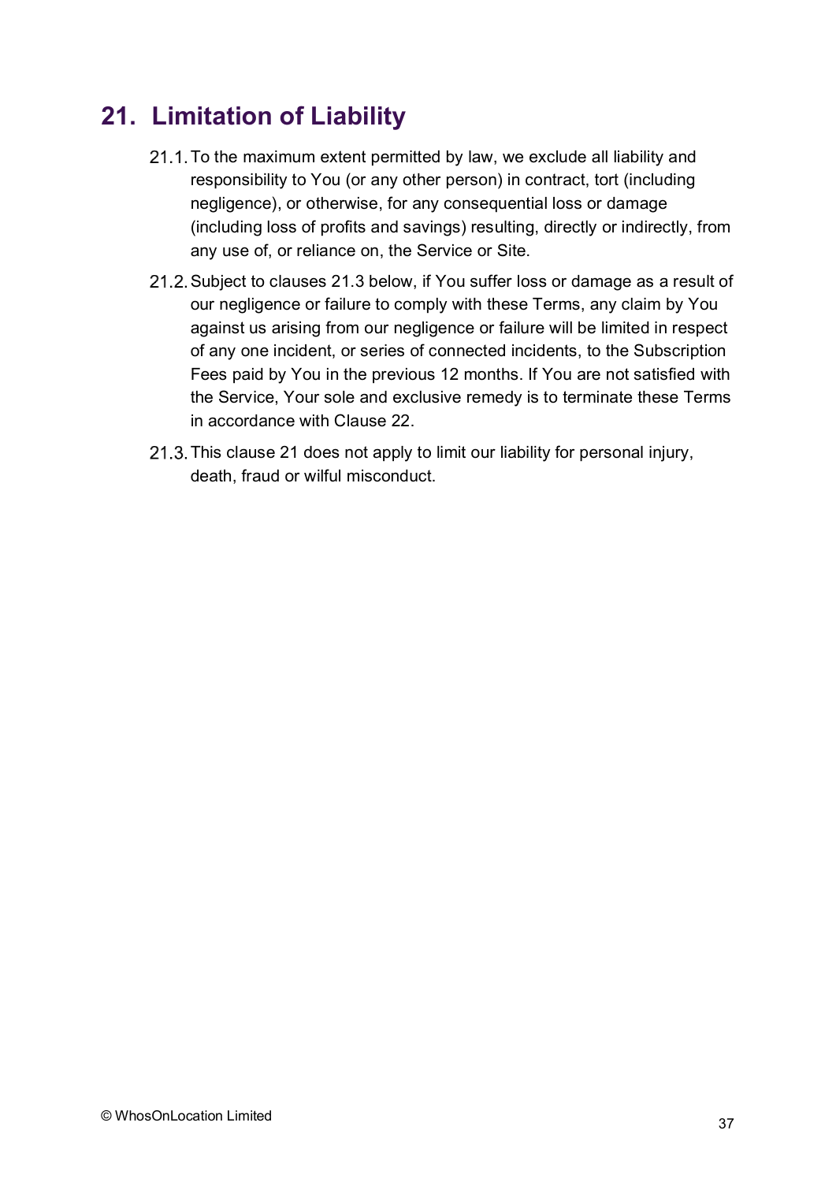## 21. Limitation of Liability

21.1. To the maximum extent permitted by law, we exclude all liability and responsibility to You (or any other person) in contract, tort (including negligence), or otherwise, for any consequential loss or damage (including loss of profits and savings) resulting, directly or indirectly, from any use of, or reliance on, the Service or Site.

21.2. Subject to clauses 21.3 below, if You suffer loss or damage as a result of our negligence or failure to comply with these Terms, any claim by You against us arising from our negligence or failure will be limited in respect of any one incident, or series of connected incidents, to the Subscription Fees paid by You in the previous 12 months. If You are not satisfied with the Service, Your sole and exclusive remedy is to terminate these Terms in accordance with Clause 22.

21.3. This clause 21 does not apply to limit our liability for personal injury, death, fraud or wilful misconduct.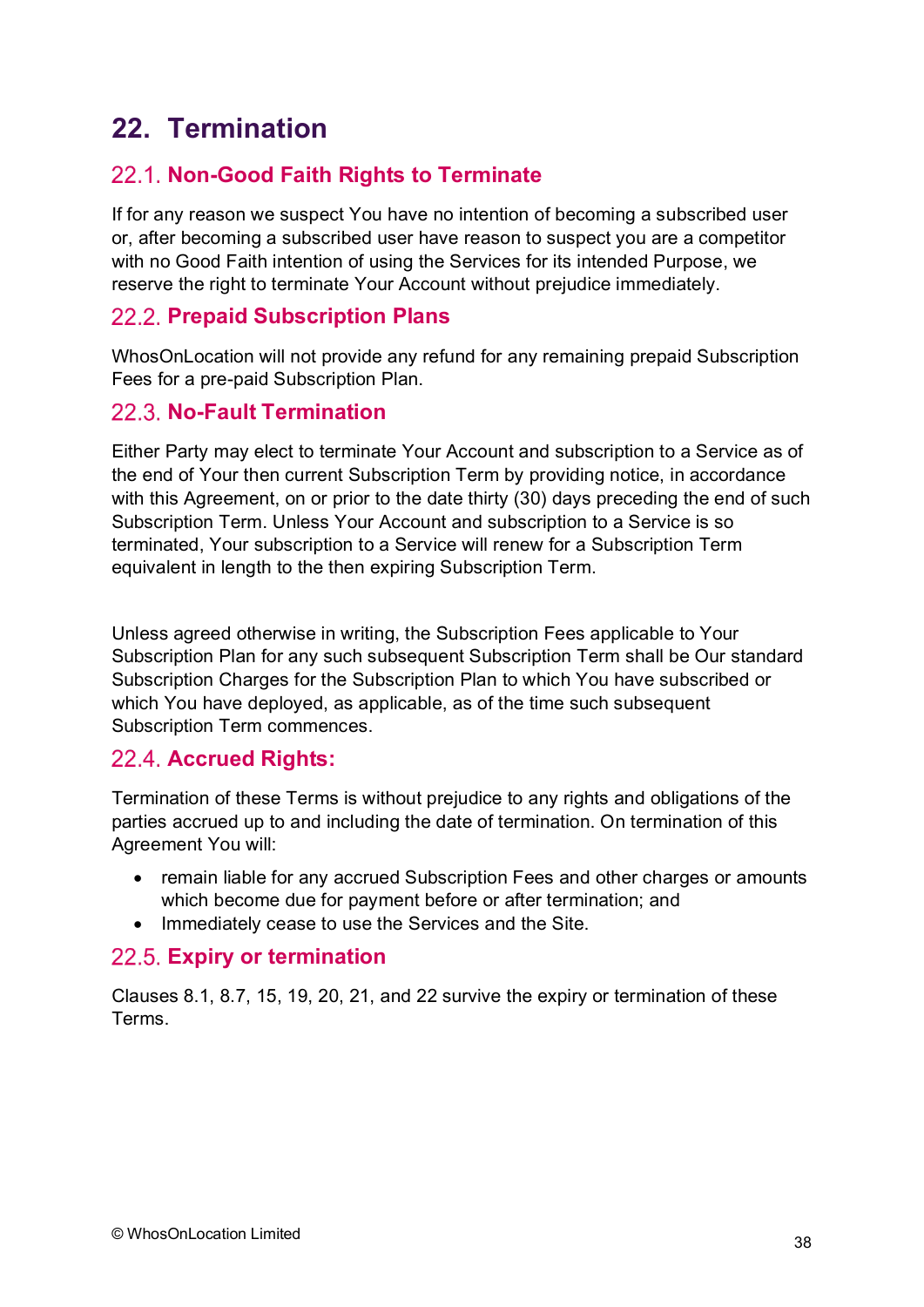# 22. Termination

## 22.1. Non-Good Faith Rights to Terminate

If for any reason we suspect You have no intention of becoming a subscribed user or, after becoming a subscribed user have reason to suspect you are a competitor with no Good Faith intention of using the Services for its intended Purpose, we reserve the right to terminate Your Account without prejudice immediately.

## 22.2. Prepaid Subscription Plans

WhosOnLocation will not provide any refund for any remaining prepaid Subscription Fees for a pre-paid Subscription Plan.

## 22.3. No-Fault Termination

Either Party may elect to terminate Your Account and subscription to a Service as of the end of Your then current Subscription Term by providing notice, in accordance with this Agreement, on or prior to the date thirty (30) days preceding the end of such Subscription Term. Unless Your Account and subscription to a Service is so terminated, Your subscription to a Service will renew for a Subscription Term equivalent in length to the then expiring Subscription Term.

Unless agreed otherwise in writing, the Subscription Fees applicable to Your Subscription Plan for any such subsequent Subscription Term shall be Our standard Subscription Charges for the Subscription Plan to which You have subscribed or which You have deployed, as applicable, as of the time such subsequent Subscription Term commences.

## 22.4. Accrued Rights:

Termination of these Terms is without prejudice to any rights and obligations of the parties accrued up to and including the date of termination. On termination of this Agreement You will:

- remain liable for any accrued Subscription Fees and other charges or amounts which become due for payment before or after termination; and
- Immediately cease to use the Services and the Site.

## 22.5. Expiry or termination

Clauses 8.1, 8.7, 15, 19, 20, 21, and 22 survive the expiry or termination of these Terms.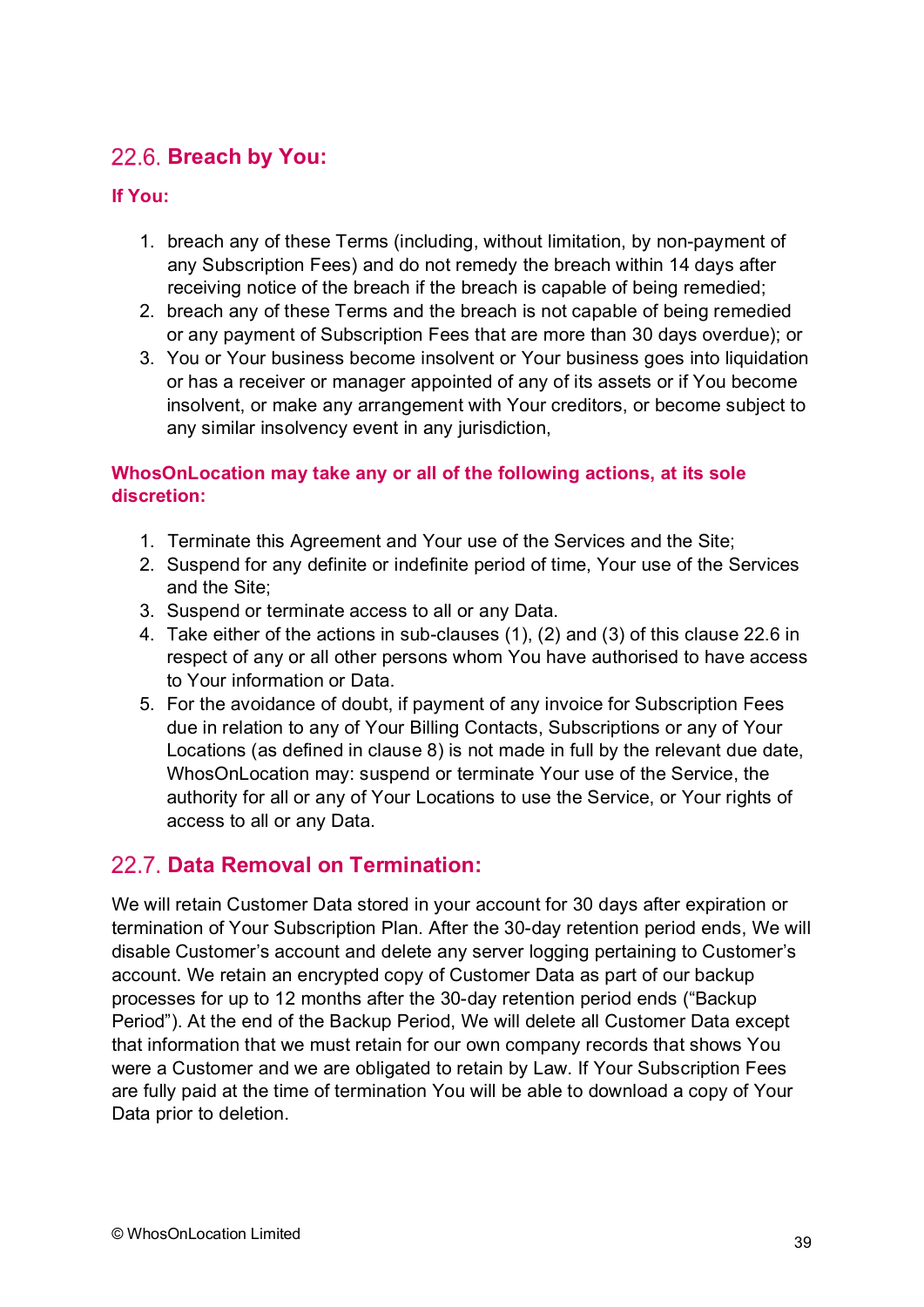## 22.6. Breach by You:

**If You:**

1. breach any of these Terms (including, without limitation, by non-payment of any Subscription Fees) and do not remedy the breach within 14 days after receiving notice of the breach if the breach is capable of being remedied;
2. breach any of these Terms and the breach is not capable of being remedied or any payment of Subscription Fees that are more than 30 days overdue); or
3. You or Your business become insolvent or Your business goes into liquidation or has a receiver or manager appointed of any of its assets or if You become insolvent, or make any arrangement with Your creditors, or become subject to any similar insolvency event in any jurisdiction,

**WhosOnLocation may take any or all of the following actions, at its sole discretion:**

1. Terminate this Agreement and Your use of the Services and the Site;
2. Suspend for any definite or indefinite period of time, Your use of the Services and the Site;
3. Suspend or terminate access to all or any Data.
4. Take either of the actions in sub-clauses (1), (2) and (3) of this clause 22.6 in respect of any or all other persons whom You have authorised to have access to Your information or Data.
5. For the avoidance of doubt, if payment of any invoice for Subscription Fees due in relation to any of Your Billing Contacts, Subscriptions or any of Your Locations (as defined in clause 8) is not made in full by the relevant due date, WhosOnLocation may: suspend or terminate Your use of the Service, the authority for all or any of Your Locations to use the Service, or Your rights of access to all or any Data.

## 22.7. Data Removal on Termination:

We will retain Customer Data stored in your account for 30 days after expiration or termination of Your Subscription Plan. After the 30-day retention period ends, We will disable Customer's account and delete any server logging pertaining to Customer's account. We retain an encrypted copy of Customer Data as part of our backup processes for up to 12 months after the 30-day retention period ends ("Backup Period"). At the end of the Backup Period, We will delete all Customer Data except that information that we must retain for our own company records that shows You were a Customer and we are obligated to retain by Law. If Your Subscription Fees are fully paid at the time of termination You will be able to download a copy of Your Data prior to deletion.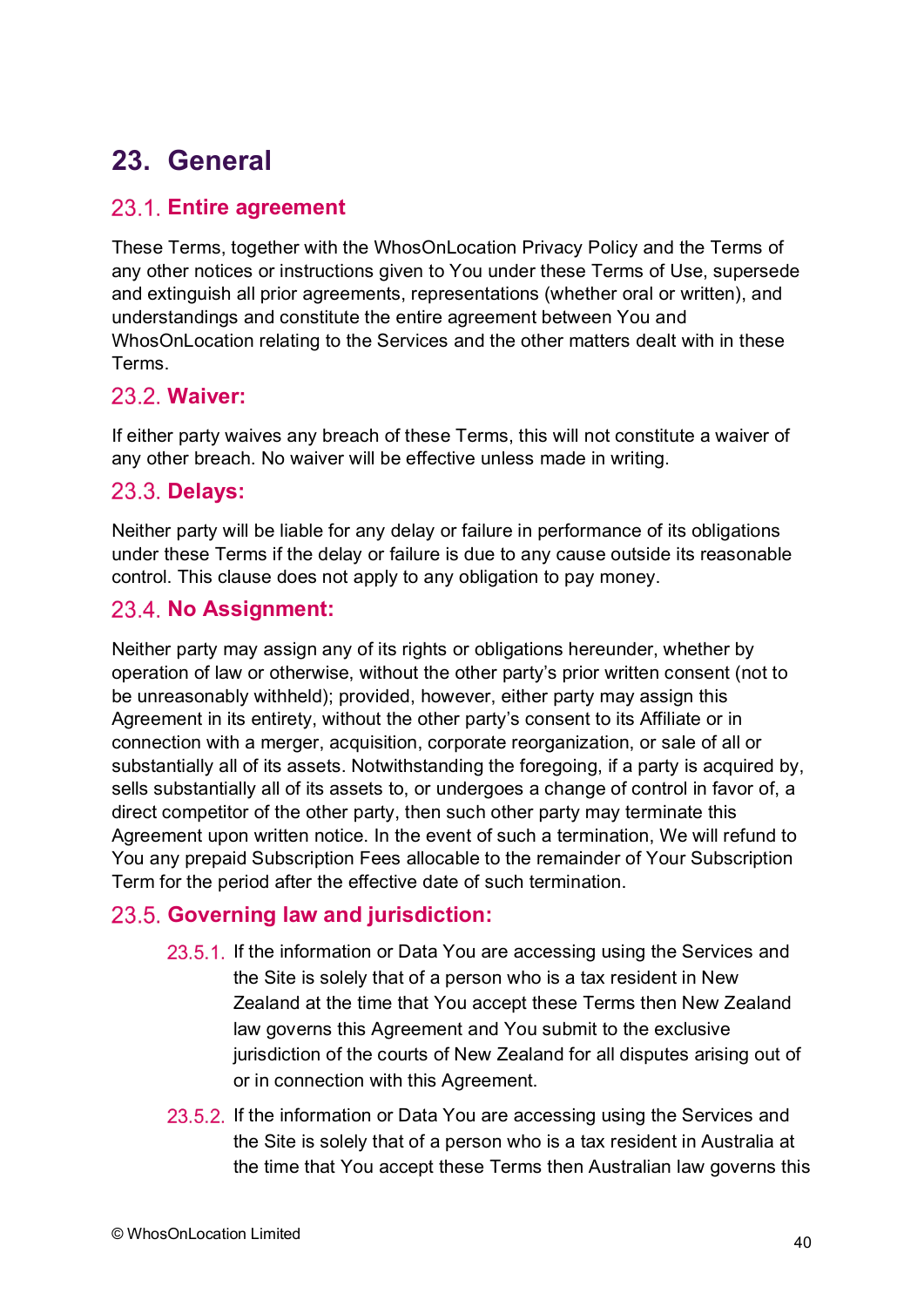# 23. General

## 23.1. Entire agreement

These Terms, together with the WhosOnLocation Privacy Policy and the Terms of any other notices or instructions given to You under these Terms of Use, supersede and extinguish all prior agreements, representations (whether oral or written), and understandings and constitute the entire agreement between You and WhosOnLocation relating to the Services and the other matters dealt with in these Terms.

## 23.2. Waiver:

If either party waives any breach of these Terms, this will not constitute a waiver of any other breach. No waiver will be effective unless made in writing.

## 23.3. Delays:

Neither party will be liable for any delay or failure in performance of its obligations under these Terms if the delay or failure is due to any cause outside its reasonable control. This clause does not apply to any obligation to pay money.

## 23.4. No Assignment:

Neither party may assign any of its rights or obligations hereunder, whether by operation of law or otherwise, without the other party's prior written consent (not to be unreasonably withheld); provided, however, either party may assign this Agreement in its entirety, without the other party's consent to its Affiliate or in connection with a merger, acquisition, corporate reorganization, or sale of all or substantially all of its assets. Notwithstanding the foregoing, if a party is acquired by, sells substantially all of its assets to, or undergoes a change of control in favor of, a direct competitor of the other party, then such other party may terminate this Agreement upon written notice. In the event of such a termination, We will refund to You any prepaid Subscription Fees allocable to the remainder of Your Subscription Term for the period after the effective date of such termination.

## 23.5. Governing law and jurisdiction:

23.5.1. If the information or Data You are accessing using the Services and the Site is solely that of a person who is a tax resident in New Zealand at the time that You accept these Terms then New Zealand law governs this Agreement and You submit to the exclusive jurisdiction of the courts of New Zealand for all disputes arising out of or in connection with this Agreement.

23.5.2. If the information or Data You are accessing using the Services and the Site is solely that of a person who is a tax resident in Australia at the time that You accept these Terms then Australian law governs this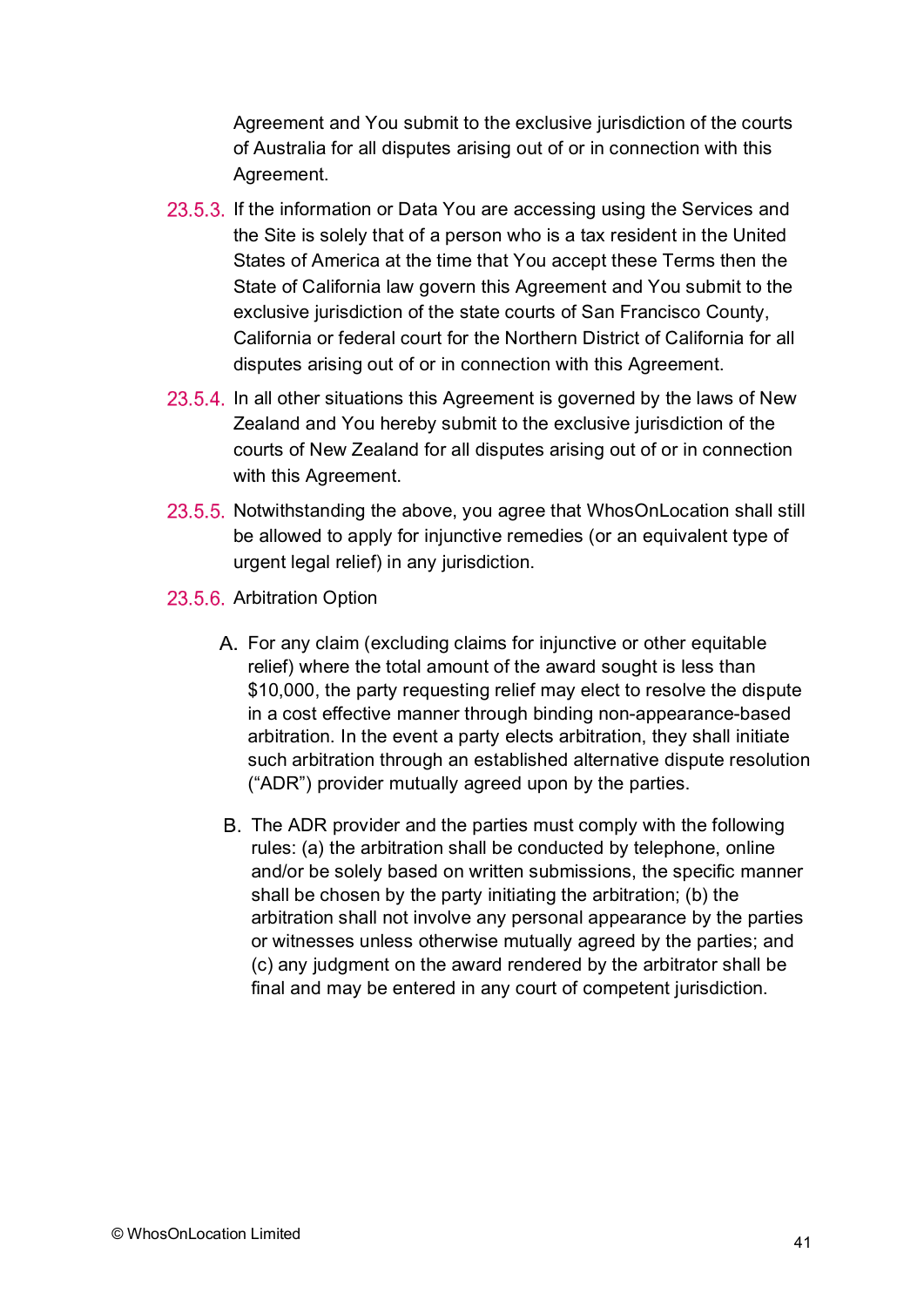Agreement and You submit to the exclusive jurisdiction of the courts of Australia for all disputes arising out of or in connection with this Agreement.

23.5.3. If the information or Data You are accessing using the Services and the Site is solely that of a person who is a tax resident in the United States of America at the time that You accept these Terms then the State of California law govern this Agreement and You submit to the exclusive jurisdiction of the state courts of San Francisco County, California or federal court for the Northern District of California for all disputes arising out of or in connection with this Agreement.

23.5.4. In all other situations this Agreement is governed by the laws of New Zealand and You hereby submit to the exclusive jurisdiction of the courts of New Zealand for all disputes arising out of or in connection with this Agreement.

23.5.5. Notwithstanding the above, you agree that WhosOnLocation shall still be allowed to apply for injunctive remedies (or an equivalent type of urgent legal relief) in any jurisdiction.

23.5.6. Arbitration Option

A. For any claim (excluding claims for injunctive or other equitable relief) where the total amount of the award sought is less than $10,000, the party requesting relief may elect to resolve the dispute in a cost effective manner through binding non-appearance-based arbitration. In the event a party elects arbitration, they shall initiate such arbitration through an established alternative dispute resolution ("ADR") provider mutually agreed upon by the parties.

B. The ADR provider and the parties must comply with the following rules: (a) the arbitration shall be conducted by telephone, online and/or be solely based on written submissions, the specific manner shall be chosen by the party initiating the arbitration; (b) the arbitration shall not involve any personal appearance by the parties or witnesses unless otherwise mutually agreed by the parties; and (c) any judgment on the award rendered by the arbitrator shall be final and may be entered in any court of competent jurisdiction.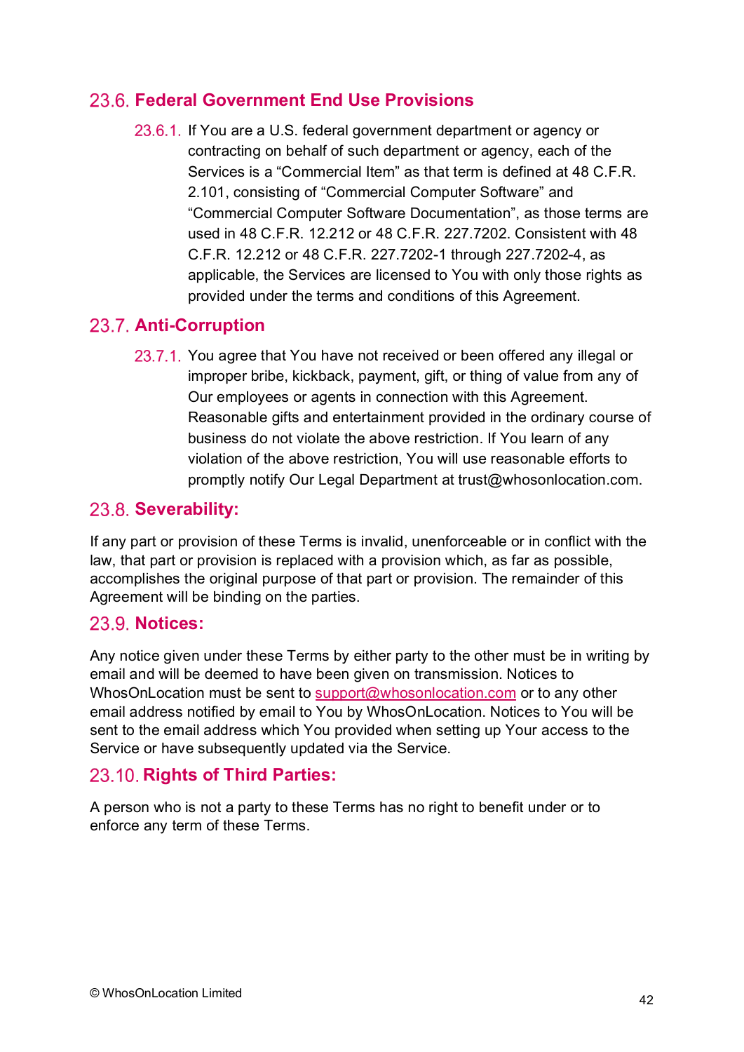## 23.6. Federal Government End Use Provisions

23.6.1. If You are a U.S. federal government department or agency or contracting on behalf of such department or agency, each of the Services is a "Commercial Item" as that term is defined at 48 C.F.R. 2.101, consisting of "Commercial Computer Software" and "Commercial Computer Software Documentation", as those terms are used in 48 C.F.R. 12.212 or 48 C.F.R. 227.7202. Consistent with 48 C.F.R. 12.212 or 48 C.F.R. 227.7202-1 through 227.7202-4, as applicable, the Services are licensed to You with only those rights as provided under the terms and conditions of this Agreement.

## 23.7. Anti-Corruption

23.7.1. You agree that You have not received or been offered any illegal or improper bribe, kickback, payment, gift, or thing of value from any of Our employees or agents in connection with this Agreement. Reasonable gifts and entertainment provided in the ordinary course of business do not violate the above restriction. If You learn of any violation of the above restriction, You will use reasonable efforts to promptly notify Our Legal Department at trust@whosonlocation.com.

## 23.8. Severability:

If any part or provision of these Terms is invalid, unenforceable or in conflict with the law, that part or provision is replaced with a provision which, as far as possible, accomplishes the original purpose of that part or provision. The remainder of this Agreement will be binding on the parties.

## 23.9. Notices:

Any notice given under these Terms by either party to the other must be in writing by email and will be deemed to have been given on transmission. Notices to WhosOnLocation must be sent to support@whosonlocation.com or to any other email address notified by email to You by WhosOnLocation. Notices to You will be sent to the email address which You provided when setting up Your access to the Service or have subsequently updated via the Service.

## 23.10. Rights of Third Parties:

A person who is not a party to these Terms has no right to benefit under or to enforce any term of these Terms.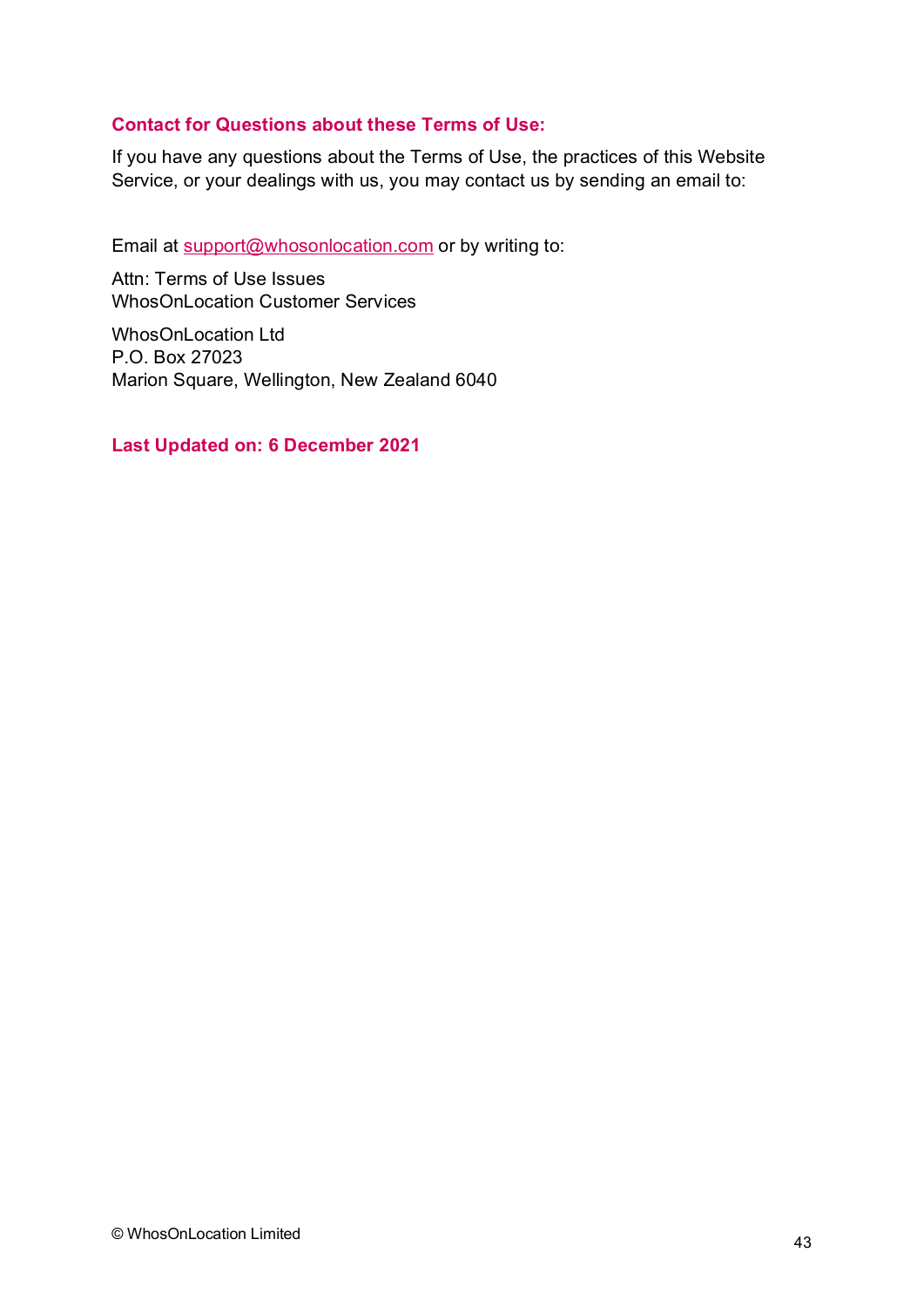### Contact for Questions about these Terms of Use:

If you have any questions about the Terms of Use, the practices of this Website Service, or your dealings with us, you may contact us by sending an email to:

Email at support@whosonlocation.com or by writing to:

Attn: Terms of Use Issues
WhosOnLocation Customer Services

WhosOnLocation Ltd
P.O. Box 27023
Marion Square, Wellington, New Zealand 6040

**Last Updated on: 6 December 2021**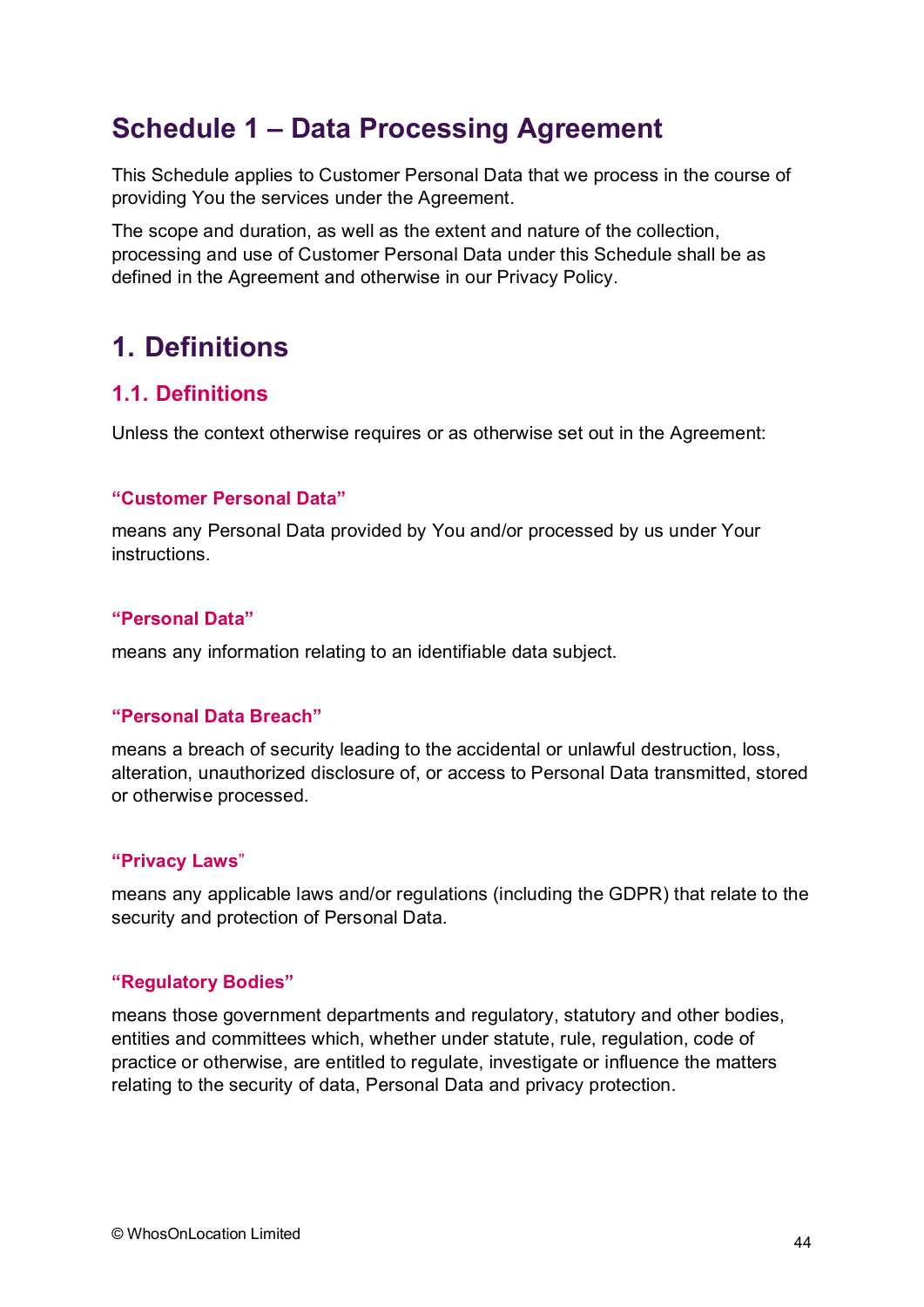# Schedule 1 – Data Processing Agreement

This Schedule applies to Customer Personal Data that we process in the course of providing You the services under the Agreement.

The scope and duration, as well as the extent and nature of the collection, processing and use of Customer Personal Data under this Schedule shall be as defined in the Agreement and otherwise in our Privacy Policy.

# 1. Definitions

## 1.1. Definitions

Unless the context otherwise requires or as otherwise set out in the Agreement:

#### "Customer Personal Data"

means any Personal Data provided by You and/or processed by us under Your instructions.

#### "Personal Data"

means any information relating to an identifiable data subject.

#### "Personal Data Breach"

means a breach of security leading to the accidental or unlawful destruction, loss, alteration, unauthorized disclosure of, or access to Personal Data transmitted, stored or otherwise processed.

#### "Privacy Laws"

means any applicable laws and/or regulations (including the GDPR) that relate to the security and protection of Personal Data.

#### "Regulatory Bodies"

means those government departments and regulatory, statutory and other bodies, entities and committees which, whether under statute, rule, regulation, code of practice or otherwise, are entitled to regulate, investigate or influence the matters relating to the security of data, Personal Data and privacy protection.

© WhosOnLocation Limited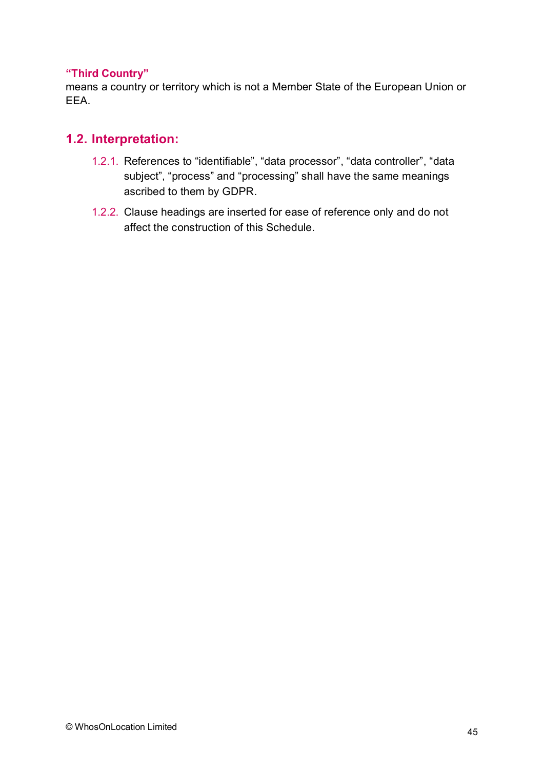**“Third Country”**
means a country or territory which is not a Member State of the European Union or EEA.

## 1.2. Interpretation:

1.2.1. References to “identifiable”, “data processor”, “data controller”, “data subject”, “process” and “processing” shall have the same meanings ascribed to them by GDPR.

1.2.2. Clause headings are inserted for ease of reference only and do not affect the construction of this Schedule.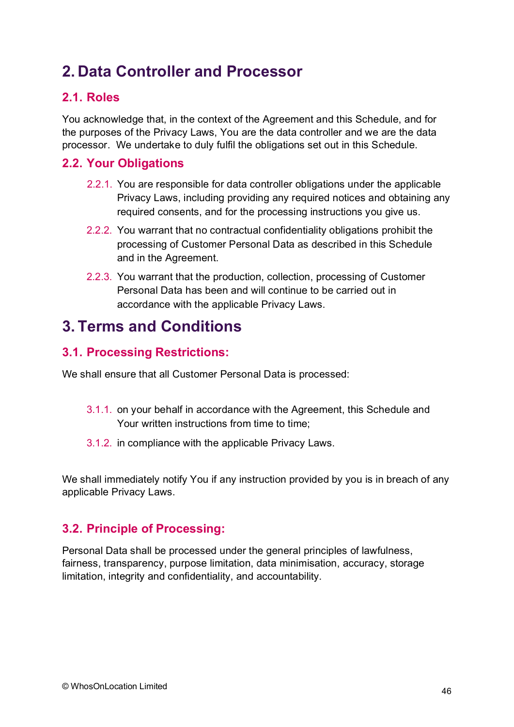# 2. Data Controller and Processor

## 2.1. Roles

You acknowledge that, in the context of the Agreement and this Schedule, and for the purposes of the Privacy Laws, You are the data controller and we are the data processor.  We undertake to duly fulfil the obligations set out in this Schedule.

## 2.2. Your Obligations

2.2.1. You are responsible for data controller obligations under the applicable Privacy Laws, including providing any required notices and obtaining any required consents, and for the processing instructions you give us.

2.2.2. You warrant that no contractual confidentiality obligations prohibit the processing of Customer Personal Data as described in this Schedule and in the Agreement.

2.2.3. You warrant that the production, collection, processing of Customer Personal Data has been and will continue to be carried out in accordance with the applicable Privacy Laws.

# 3. Terms and Conditions

## 3.1. Processing Restrictions:

We shall ensure that all Customer Personal Data is processed:

3.1.1. on your behalf in accordance with the Agreement, this Schedule and Your written instructions from time to time;

3.1.2. in compliance with the applicable Privacy Laws.

We shall immediately notify You if any instruction provided by you is in breach of any applicable Privacy Laws.

## 3.2. Principle of Processing:

Personal Data shall be processed under the general principles of lawfulness, fairness, transparency, purpose limitation, data minimisation, accuracy, storage limitation, integrity and confidentiality, and accountability.

© WhosOnLocation Limited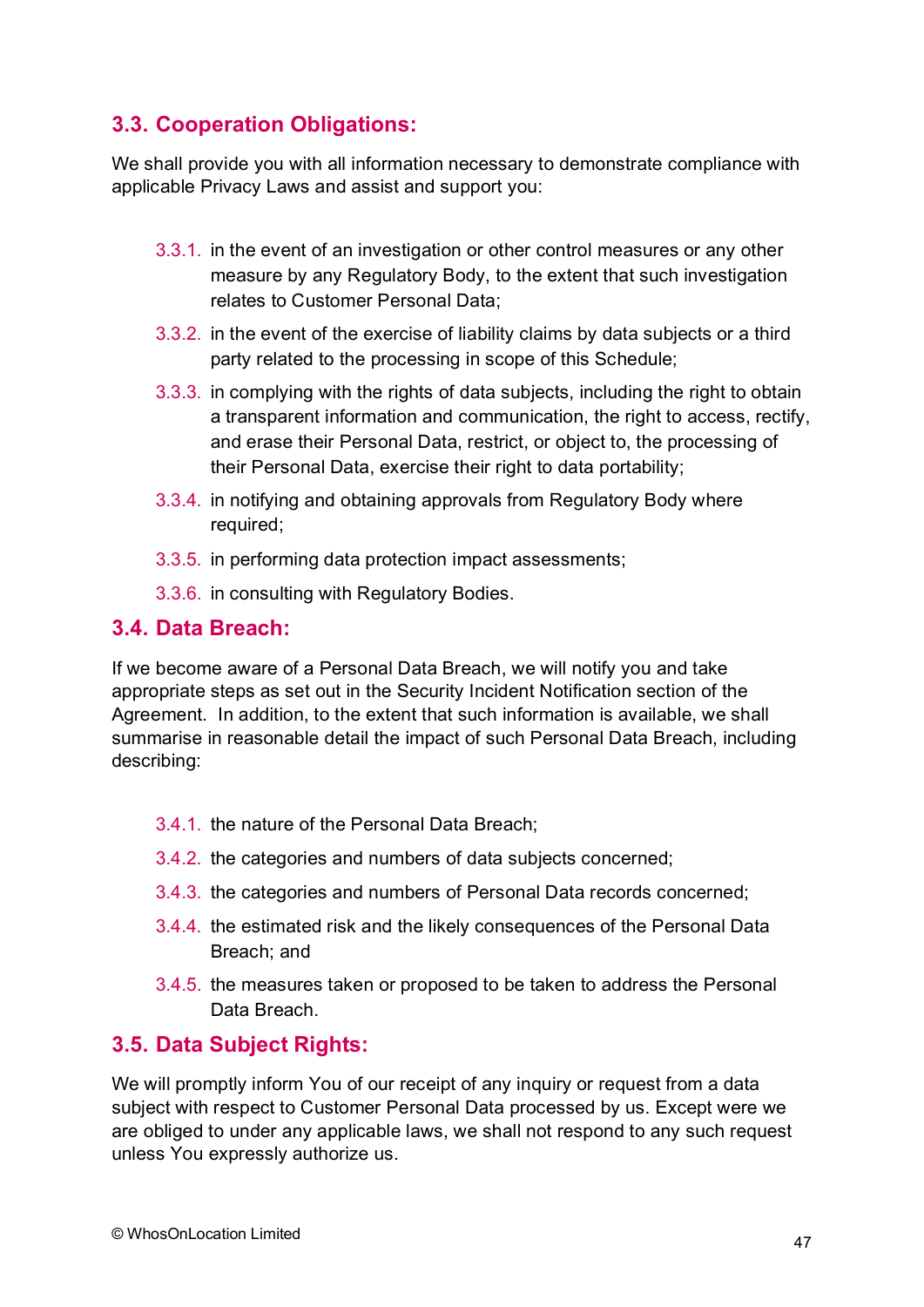## 3.3. Cooperation Obligations:

We shall provide you with all information necessary to demonstrate compliance with applicable Privacy Laws and assist and support you:

3.3.1. in the event of an investigation or other control measures or any other measure by any Regulatory Body, to the extent that such investigation relates to Customer Personal Data;

3.3.2. in the event of the exercise of liability claims by data subjects or a third party related to the processing in scope of this Schedule;

3.3.3. in complying with the rights of data subjects, including the right to obtain a transparent information and communication, the right to access, rectify, and erase their Personal Data, restrict, or object to, the processing of their Personal Data, exercise their right to data portability;

3.3.4. in notifying and obtaining approvals from Regulatory Body where required;

3.3.5. in performing data protection impact assessments;

3.3.6. in consulting with Regulatory Bodies.

## 3.4. Data Breach:

If we become aware of a Personal Data Breach, we will notify you and take appropriate steps as set out in the Security Incident Notification section of the Agreement. In addition, to the extent that such information is available, we shall summarise in reasonable detail the impact of such Personal Data Breach, including describing:

3.4.1. the nature of the Personal Data Breach;

3.4.2. the categories and numbers of data subjects concerned;

3.4.3. the categories and numbers of Personal Data records concerned;

3.4.4. the estimated risk and the likely consequences of the Personal Data Breach; and

3.4.5. the measures taken or proposed to be taken to address the Personal Data Breach.

## 3.5. Data Subject Rights:

We will promptly inform You of our receipt of any inquiry or request from a data subject with respect to Customer Personal Data processed by us. Except were we are obliged to under any applicable laws, we shall not respond to any such request unless You expressly authorize us.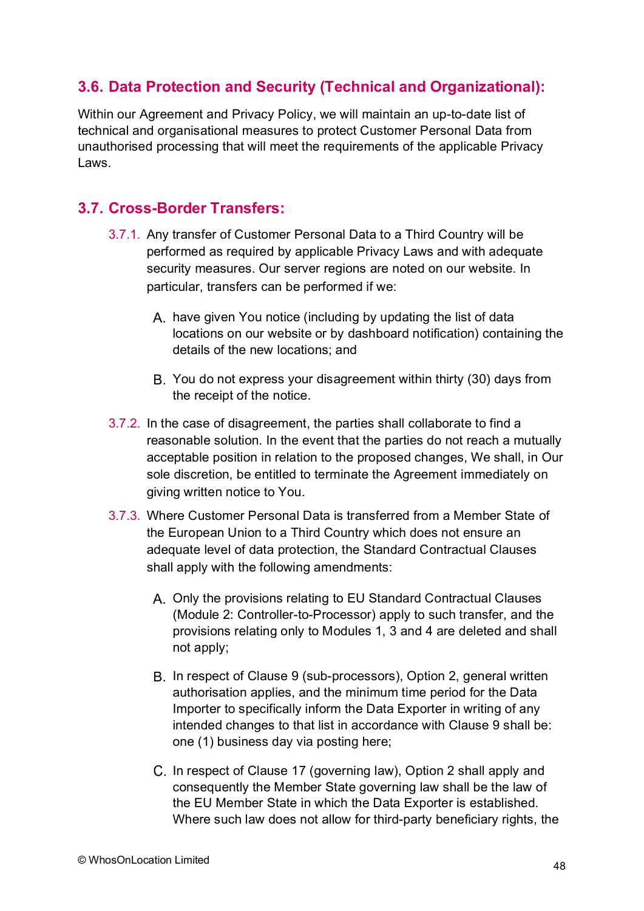### 3.6. Data Protection and Security (Technical and Organizational):

Within our Agreement and Privacy Policy, we will maintain an up-to-date list of technical and organisational measures to protect Customer Personal Data from unauthorised processing that will meet the requirements of the applicable Privacy Laws.

### 3.7. Cross-Border Transfers:

3.7.1. Any transfer of Customer Personal Data to a Third Country will be performed as required by applicable Privacy Laws and with adequate security measures. Our server regions are noted on our website. In particular, transfers can be performed if we:

A. have given You notice (including by updating the list of data locations on our website or by dashboard notification) containing the details of the new locations; and

B. You do not express your disagreement within thirty (30) days from the receipt of the notice.

3.7.2. In the case of disagreement, the parties shall collaborate to find a reasonable solution. In the event that the parties do not reach a mutually acceptable position in relation to the proposed changes, We shall, in Our sole discretion, be entitled to terminate the Agreement immediately on giving written notice to You.

3.7.3. Where Customer Personal Data is transferred from a Member State of the European Union to a Third Country which does not ensure an adequate level of data protection, the Standard Contractual Clauses shall apply with the following amendments:

A. Only the provisions relating to EU Standard Contractual Clauses (Module 2: Controller-to-Processor) apply to such transfer, and the provisions relating only to Modules 1, 3 and 4 are deleted and shall not apply;

B. In respect of Clause 9 (sub-processors), Option 2, general written authorisation applies, and the minimum time period for the Data Importer to specifically inform the Data Exporter in writing of any intended changes to that list in accordance with Clause 9 shall be: one (1) business day via posting here;

C. In respect of Clause 17 (governing law), Option 2 shall apply and consequently the Member State governing law shall be the law of the EU Member State in which the Data Exporter is established. Where such law does not allow for third-party beneficiary rights, the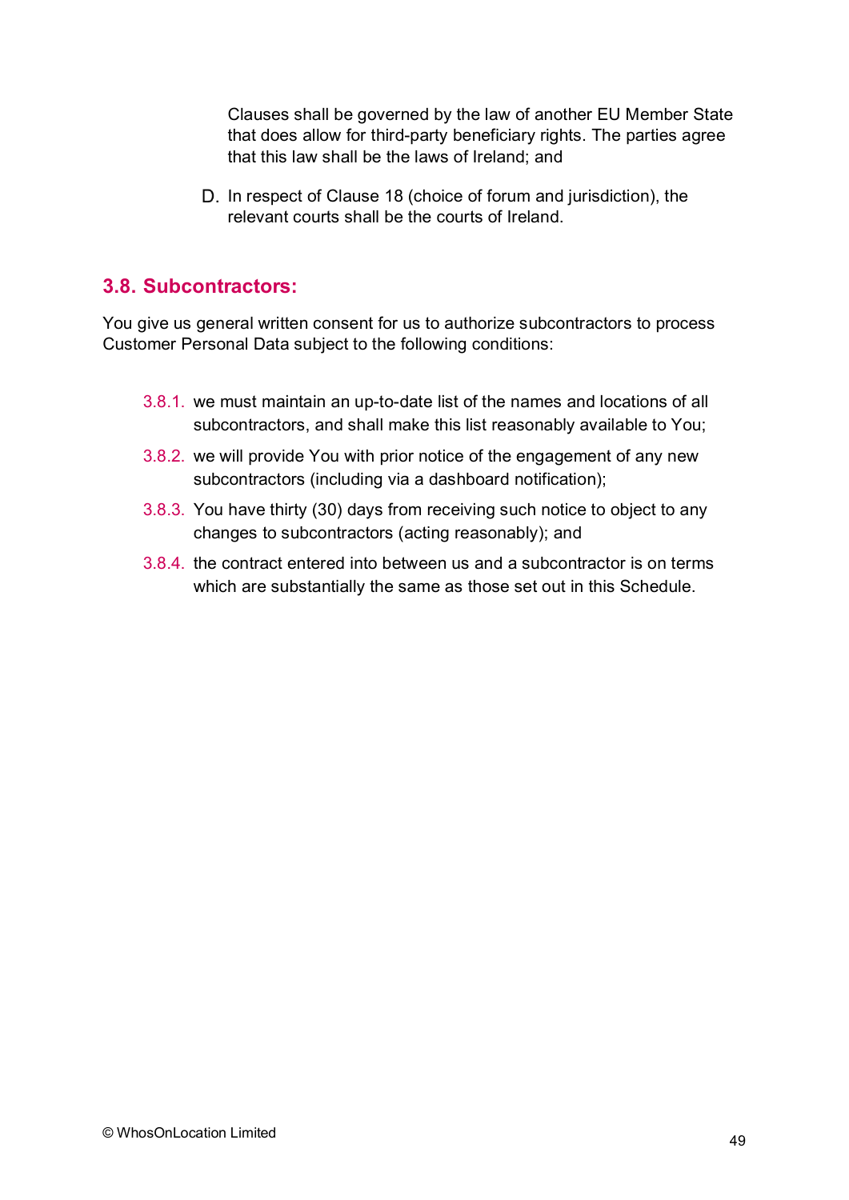Clauses shall be governed by the law of another EU Member State that does allow for third-party beneficiary rights. The parties agree that this law shall be the laws of Ireland; and

D. In respect of Clause 18 (choice of forum and jurisdiction), the relevant courts shall be the courts of Ireland.

## 3.8. Subcontractors:

You give us general written consent for us to authorize subcontractors to process Customer Personal Data subject to the following conditions:

3.8.1. we must maintain an up-to-date list of the names and locations of all subcontractors, and shall make this list reasonably available to You;

3.8.2. we will provide You with prior notice of the engagement of any new subcontractors (including via a dashboard notification);

3.8.3. You have thirty (30) days from receiving such notice to object to any changes to subcontractors (acting reasonably); and

3.8.4. the contract entered into between us and a subcontractor is on terms which are substantially the same as those set out in this Schedule.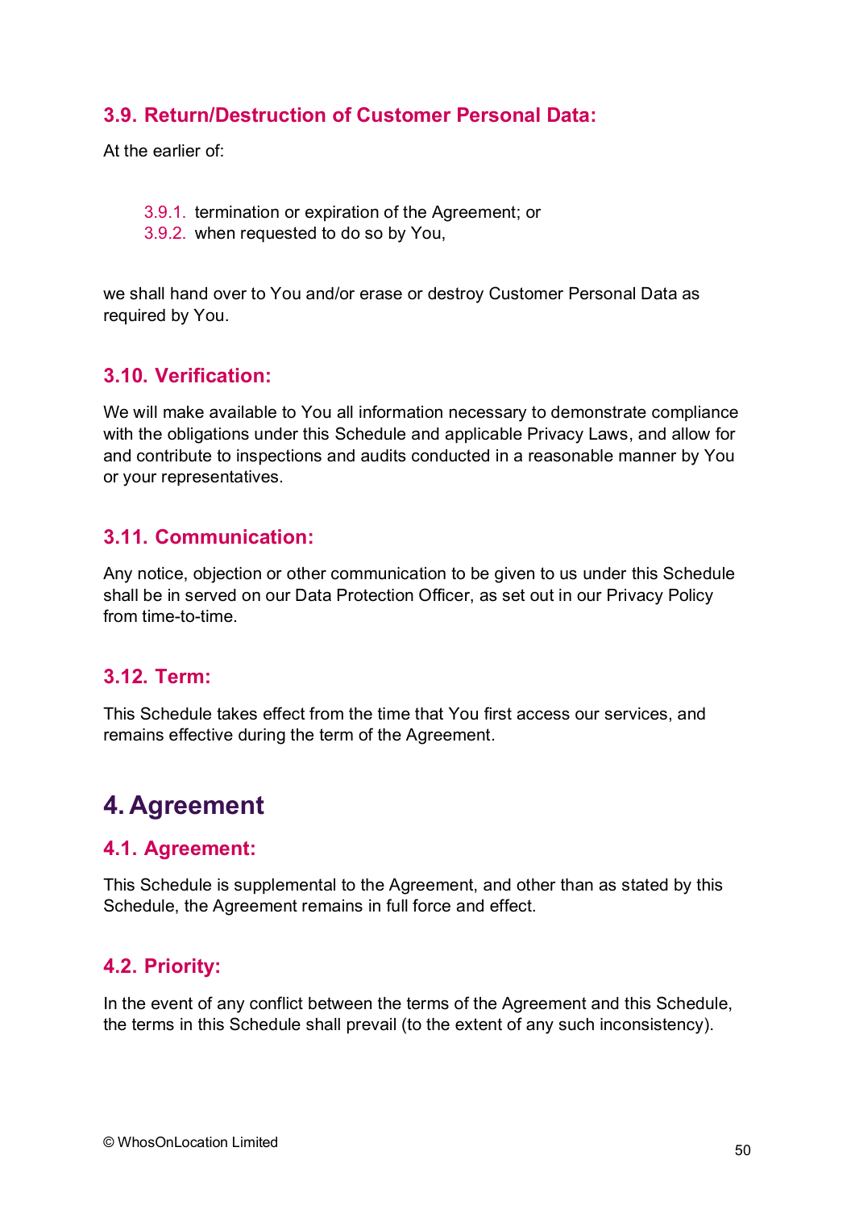### 3.9. Return/Destruction of Customer Personal Data:

At the earlier of:

3.9.1. termination or expiration of the Agreement; or
3.9.2. when requested to do so by You,

we shall hand over to You and/or erase or destroy Customer Personal Data as required by You.

### 3.10. Verification:

We will make available to You all information necessary to demonstrate compliance with the obligations under this Schedule and applicable Privacy Laws, and allow for and contribute to inspections and audits conducted in a reasonable manner by You or your representatives.

### 3.11. Communication:

Any notice, objection or other communication to be given to us under this Schedule shall be in served on our Data Protection Officer, as set out in our Privacy Policy from time-to-time.

### 3.12. Term:

This Schedule takes effect from the time that You first access our services, and remains effective during the term of the Agreement.

## 4. Agreement

### 4.1. Agreement:

This Schedule is supplemental to the Agreement, and other than as stated by this Schedule, the Agreement remains in full force and effect.

### 4.2. Priority:

In the event of any conflict between the terms of the Agreement and this Schedule, the terms in this Schedule shall prevail (to the extent of any such inconsistency).

© WhosOnLocation Limited